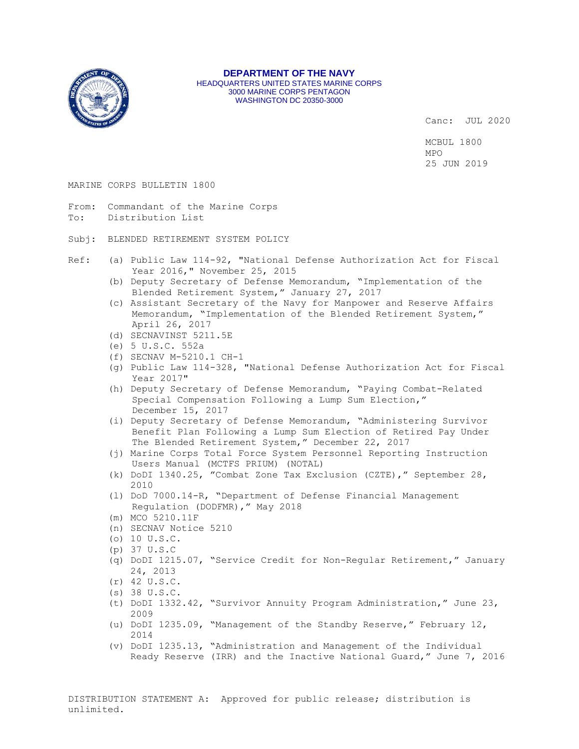**DEPARTMENT OF THE NAVY**
HEADQUARTERS UNITED STATES MARINE CORPS
3000 MARINE CORPS PENTAGON
WASHINGTON DC 20350-3000

Canc: JUL 2020

MCBUL 1800
MPO
25 JUN 2019

MARINE CORPS BULLETIN 1800

From: Commandant of the Marine Corps
To: Distribution List

Subj: BLENDED RETIREMENT SYSTEM POLICY

Ref:
(a) Public Law 114-92, "National Defense Authorization Act for Fiscal Year 2016," November 25, 2015
(b) Deputy Secretary of Defense Memorandum, "Implementation of the Blended Retirement System," January 27, 2017
(c) Assistant Secretary of the Navy for Manpower and Reserve Affairs Memorandum, "Implementation of the Blended Retirement System," April 26, 2017
(d) SECNAVINST 5211.5E
(e) 5 U.S.C. 552a
(f) SECNAV M-5210.1 CH-1
(g) Public Law 114-328, "National Defense Authorization Act for Fiscal Year 2017"
(h) Deputy Secretary of Defense Memorandum, "Paying Combat-Related Special Compensation Following a Lump Sum Election," December 15, 2017
(i) Deputy Secretary of Defense Memorandum, "Administering Survivor Benefit Plan Following a Lump Sum Election of Retired Pay Under The Blended Retirement System," December 22, 2017
(j) Marine Corps Total Force System Personnel Reporting Instruction Users Manual (MCTFS PRIUM) (NOTAL)
(k) DoDI 1340.25, "Combat Zone Tax Exclusion (CZTE)," September 28, 2010
(l) DoD 7000.14-R, "Department of Defense Financial Management Regulation (DODFMR)," May 2018
(m) MCO 5210.11F
(n) SECNAV Notice 5210
(o) 10 U.S.C.
(p) 37 U.S.C
(q) DoDI 1215.07, "Service Credit for Non-Regular Retirement," January 24, 2013
(r) 42 U.S.C.
(s) 38 U.S.C.
(t) DoDI 1332.42, "Survivor Annuity Program Administration," June 23, 2009
(u) DoDI 1235.09, "Management of the Standby Reserve," February 12, 2014
(v) DoDI 1235.13, "Administration and Management of the Individual Ready Reserve (IRR) and the Inactive National Guard," June 7, 2016

DISTRIBUTION STATEMENT A: Approved for public release; distribution is unlimited.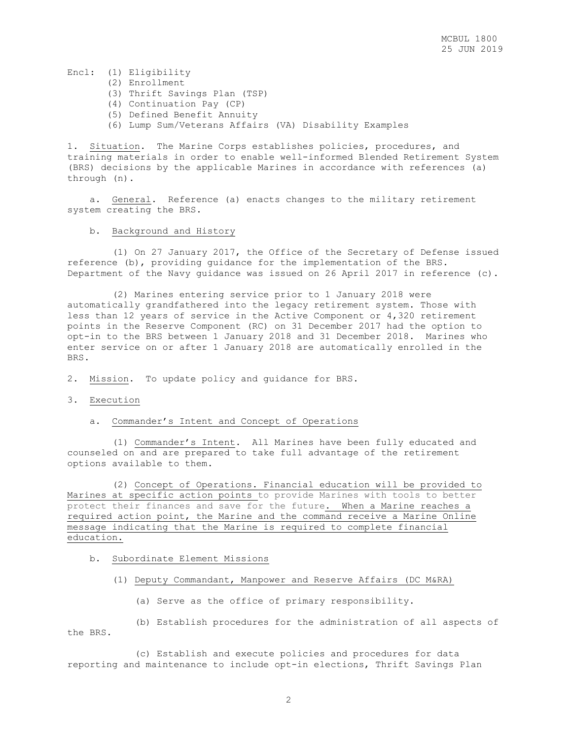Encl: (1) Eligibility
(2) Enrollment
(3) Thrift Savings Plan (TSP)
(4) Continuation Pay (CP)
(5) Defined Benefit Annuity
(6) Lump Sum/Veterans Affairs (VA) Disability Examples

1. Situation. The Marine Corps establishes policies, procedures, and training materials in order to enable well-informed Blended Retirement System (BRS) decisions by the applicable Marines in accordance with references (a) through (n).

a. General. Reference (a) enacts changes to the military retirement system creating the BRS.

b. Background and History

(1) On 27 January 2017, the Office of the Secretary of Defense issued reference (b), providing guidance for the implementation of the BRS. Department of the Navy guidance was issued on 26 April 2017 in reference (c).

(2) Marines entering service prior to 1 January 2018 were automatically grandfathered into the legacy retirement system. Those with less than 12 years of service in the Active Component or 4,320 retirement points in the Reserve Component (RC) on 31 December 2017 had the option to opt-in to the BRS between 1 January 2018 and 31 December 2018. Marines who enter service on or after 1 January 2018 are automatically enrolled in the BRS.

2. Mission. To update policy and guidance for BRS.

3. Execution

a. Commander's Intent and Concept of Operations

(1) Commander's Intent. All Marines have been fully educated and counseled on and are prepared to take full advantage of the retirement options available to them.

(2) Concept of Operations. Financial education will be provided to Marines at specific action points to provide Marines with tools to better protect their finances and save for the future. When a Marine reaches a required action point, the Marine and the command receive a Marine Online message indicating that the Marine is required to complete financial education.

b. Subordinate Element Missions

(1) Deputy Commandant, Manpower and Reserve Affairs (DC M&RA)

(a) Serve as the office of primary responsibility.

(b) Establish procedures for the administration of all aspects of the BRS.

(c) Establish and execute policies and procedures for data reporting and maintenance to include opt-in elections, Thrift Savings Plan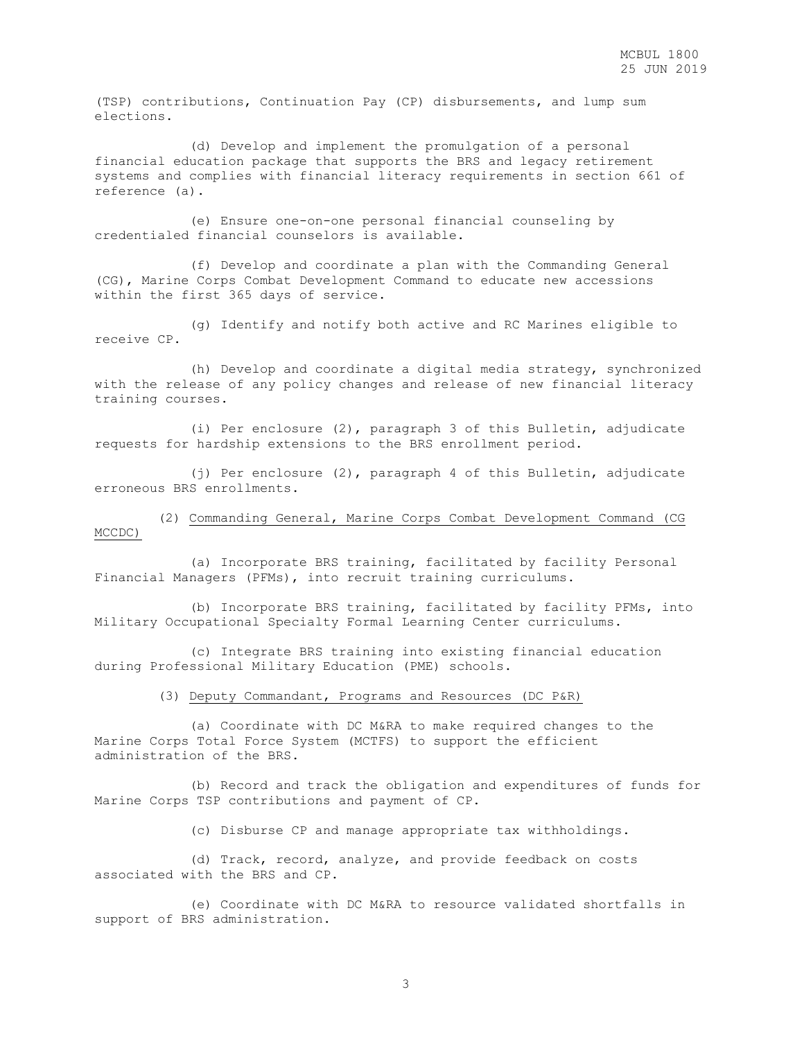(TSP) contributions, Continuation Pay (CP) disbursements, and lump sum elections.

(d) Develop and implement the promulgation of a personal financial education package that supports the BRS and legacy retirement systems and complies with financial literacy requirements in section 661 of reference (a).

(e) Ensure one-on-one personal financial counseling by credentialed financial counselors is available.

(f) Develop and coordinate a plan with the Commanding General (CG), Marine Corps Combat Development Command to educate new accessions within the first 365 days of service.

(g) Identify and notify both active and RC Marines eligible to receive CP.

(h) Develop and coordinate a digital media strategy, synchronized with the release of any policy changes and release of new financial literacy training courses.

(i) Per enclosure (2), paragraph 3 of this Bulletin, adjudicate requests for hardship extensions to the BRS enrollment period.

(j) Per enclosure (2), paragraph 4 of this Bulletin, adjudicate erroneous BRS enrollments.

(2) <u>Commanding General, Marine Corps Combat Development Command (CG MCCDC)</u>

(a) Incorporate BRS training, facilitated by facility Personal Financial Managers (PFMs), into recruit training curriculums.

(b) Incorporate BRS training, facilitated by facility PFMs, into Military Occupational Specialty Formal Learning Center curriculums.

(c) Integrate BRS training into existing financial education during Professional Military Education (PME) schools.

(3) <u>Deputy Commandant, Programs and Resources (DC P&R)</u>

(a) Coordinate with DC M&RA to make required changes to the Marine Corps Total Force System (MCTFS) to support the efficient administration of the BRS.

(b) Record and track the obligation and expenditures of funds for Marine Corps TSP contributions and payment of CP.

(c) Disburse CP and manage appropriate tax withholdings.

(d) Track, record, analyze, and provide feedback on costs associated with the BRS and CP.

(e) Coordinate with DC M&RA to resource validated shortfalls in support of BRS administration.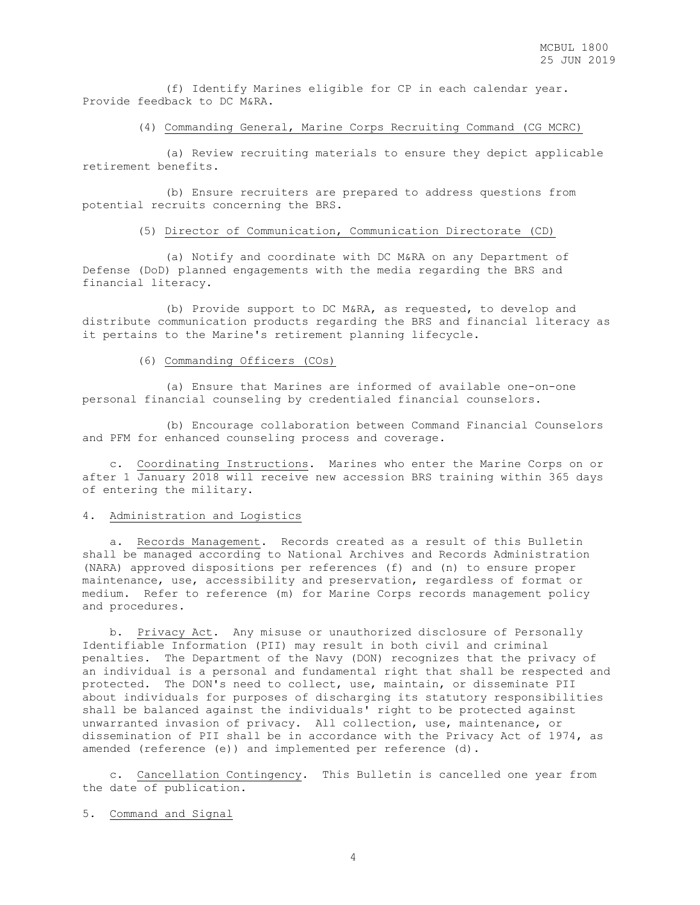(f) Identify Marines eligible for CP in each calendar year. Provide feedback to DC M&RA.

(4) Commanding General, Marine Corps Recruiting Command (CG MCRC)

(a) Review recruiting materials to ensure they depict applicable retirement benefits.

(b) Ensure recruiters are prepared to address questions from potential recruits concerning the BRS.

(5) Director of Communication, Communication Directorate (CD)

(a) Notify and coordinate with DC M&RA on any Department of Defense (DoD) planned engagements with the media regarding the BRS and financial literacy.

(b) Provide support to DC M&RA, as requested, to develop and distribute communication products regarding the BRS and financial literacy as it pertains to the Marine's retirement planning lifecycle.

(6) Commanding Officers (COs)

(a) Ensure that Marines are informed of available one-on-one personal financial counseling by credentialed financial counselors.

(b) Encourage collaboration between Command Financial Counselors and PFM for enhanced counseling process and coverage.

c. Coordinating Instructions. Marines who enter the Marine Corps on or after 1 January 2018 will receive new accession BRS training within 365 days of entering the military.

4. Administration and Logistics

a. Records Management. Records created as a result of this Bulletin shall be managed according to National Archives and Records Administration (NARA) approved dispositions per references (f) and (n) to ensure proper maintenance, use, accessibility and preservation, regardless of format or medium. Refer to reference (m) for Marine Corps records management policy and procedures.

b. Privacy Act. Any misuse or unauthorized disclosure of Personally Identifiable Information (PII) may result in both civil and criminal penalties. The Department of the Navy (DON) recognizes that the privacy of an individual is a personal and fundamental right that shall be respected and protected. The DON's need to collect, use, maintain, or disseminate PII about individuals for purposes of discharging its statutory responsibilities shall be balanced against the individuals' right to be protected against unwarranted invasion of privacy. All collection, use, maintenance, or dissemination of PII shall be in accordance with the Privacy Act of 1974, as amended (reference (e)) and implemented per reference (d).

c. Cancellation Contingency. This Bulletin is cancelled one year from the date of publication.

5. Command and Signal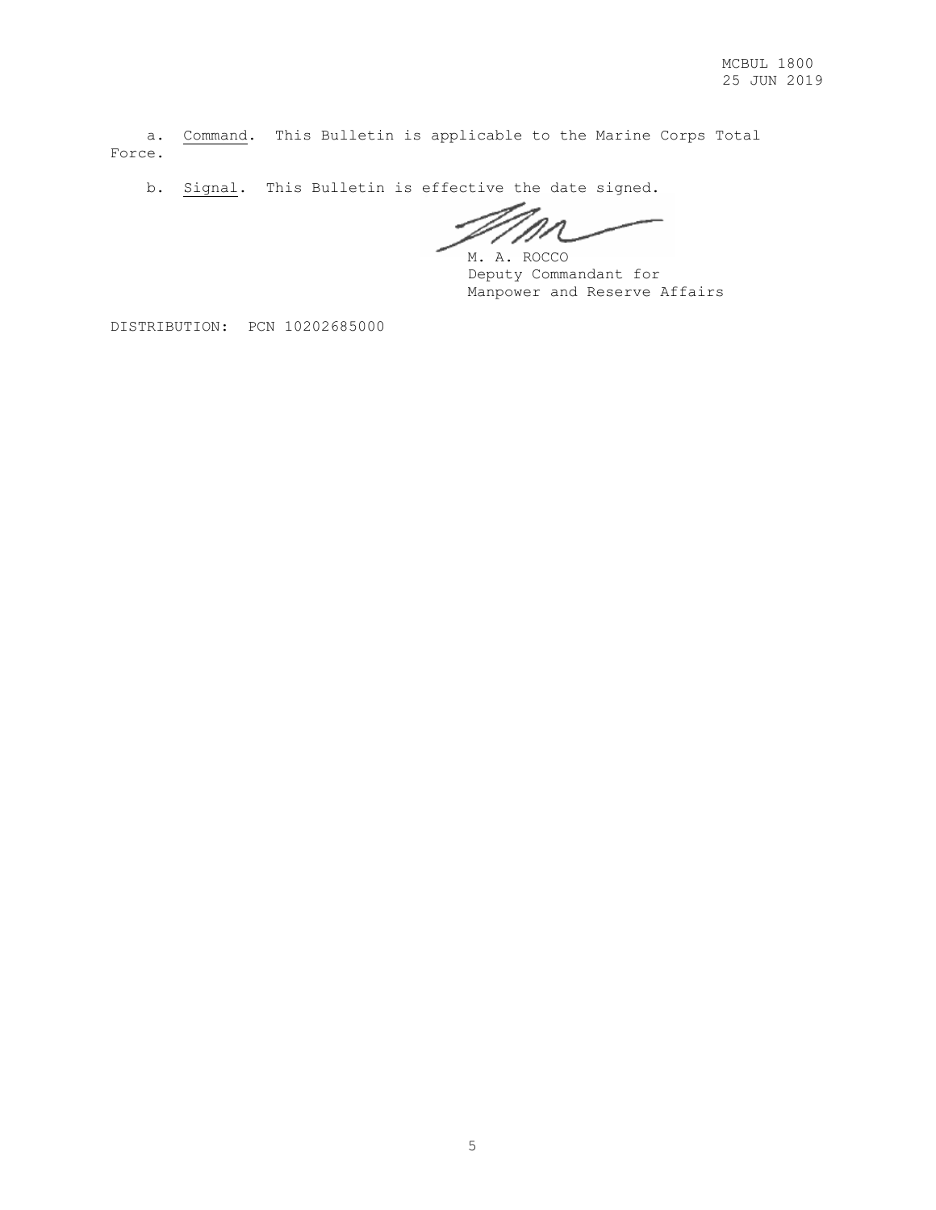a. Command. This Bulletin is applicable to the Marine Corps Total Force.

b. Signal. This Bulletin is effective the date signed.

M. A. ROCCO
Deputy Commandant for
Manpower and Reserve Affairs

DISTRIBUTION: PCN 10202685000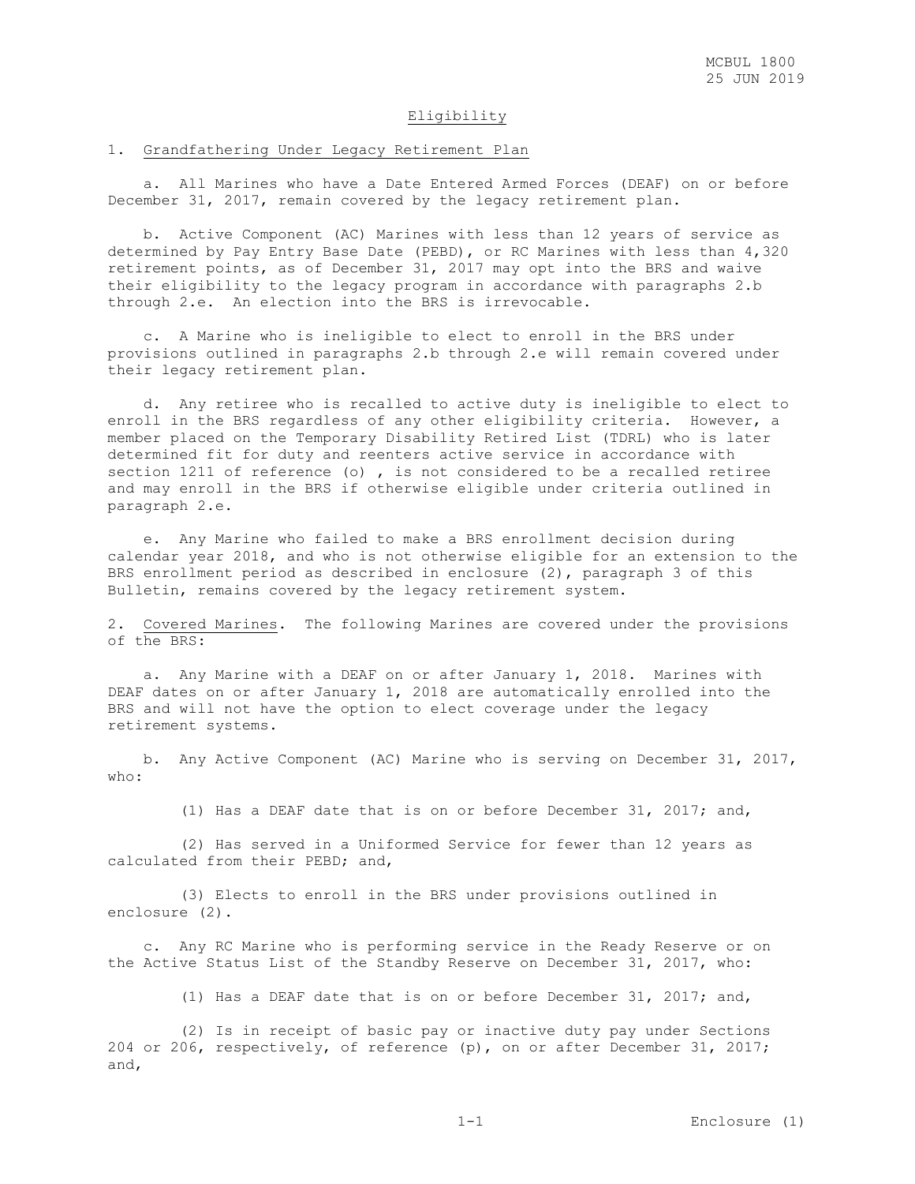## Eligibility

1. Grandfathering Under Legacy Retirement Plan

   a. All Marines who have a Date Entered Armed Forces (DEAF) on or before December 31, 2017, remain covered by the legacy retirement plan.

   b. Active Component (AC) Marines with less than 12 years of service as determined by Pay Entry Base Date (PEBD), or RC Marines with less than 4,320 retirement points, as of December 31, 2017 may opt into the BRS and waive their eligibility to the legacy program in accordance with paragraphs 2.b through 2.e. An election into the BRS is irrevocable.

   c. A Marine who is ineligible to elect to enroll in the BRS under provisions outlined in paragraphs 2.b through 2.e will remain covered under their legacy retirement plan.

   d. Any retiree who is recalled to active duty is ineligible to elect to enroll in the BRS regardless of any other eligibility criteria. However, a member placed on the Temporary Disability Retired List (TDRL) who is later determined fit for duty and reenters active service in accordance with section 1211 of reference (o) , is not considered to be a recalled retiree and may enroll in the BRS if otherwise eligible under criteria outlined in paragraph 2.e.

   e. Any Marine who failed to make a BRS enrollment decision during calendar year 2018, and who is not otherwise eligible for an extension to the BRS enrollment period as described in enclosure (2), paragraph 3 of this Bulletin, remains covered by the legacy retirement system.

2. Covered Marines. The following Marines are covered under the provisions of the BRS:

   a. Any Marine with a DEAF on or after January 1, 2018. Marines with DEAF dates on or after January 1, 2018 are automatically enrolled into the BRS and will not have the option to elect coverage under the legacy retirement systems.

   b. Any Active Component (AC) Marine who is serving on December 31, 2017, who:

      (1) Has a DEAF date that is on or before December 31, 2017; and,

      (2) Has served in a Uniformed Service for fewer than 12 years as calculated from their PEBD; and,

      (3) Elects to enroll in the BRS under provisions outlined in enclosure (2).

   c. Any RC Marine who is performing service in the Ready Reserve or on the Active Status List of the Standby Reserve on December 31, 2017, who:

      (1) Has a DEAF date that is on or before December 31, 2017; and,

      (2) Is in receipt of basic pay or inactive duty pay under Sections 204 or 206, respectively, of reference (p), on or after December 31, 2017; and,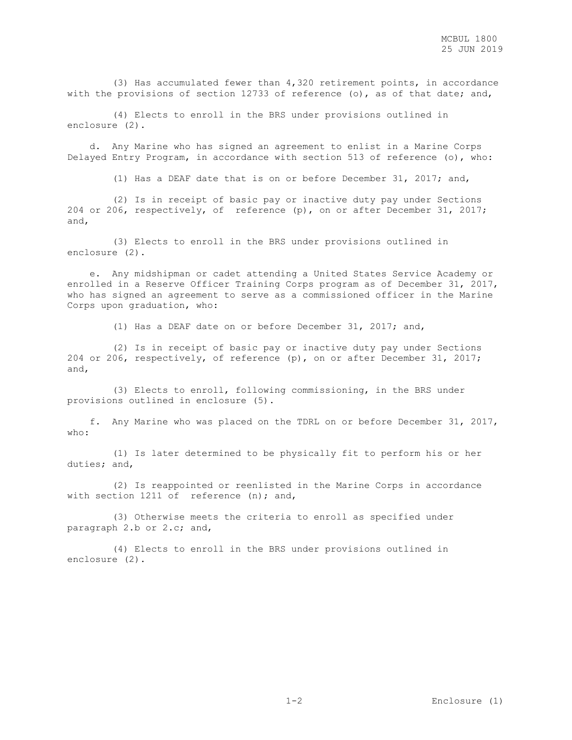(3) Has accumulated fewer than 4,320 retirement points, in accordance with the provisions of section 12733 of reference (o), as of that date; and,

(4) Elects to enroll in the BRS under provisions outlined in enclosure (2).

d. Any Marine who has signed an agreement to enlist in a Marine Corps Delayed Entry Program, in accordance with section 513 of reference (o), who:

(1) Has a DEAF date that is on or before December 31, 2017; and,

(2) Is in receipt of basic pay or inactive duty pay under Sections 204 or 206, respectively, of reference (p), on or after December 31, 2017; and,

(3) Elects to enroll in the BRS under provisions outlined in enclosure (2).

e. Any midshipman or cadet attending a United States Service Academy or enrolled in a Reserve Officer Training Corps program as of December 31, 2017, who has signed an agreement to serve as a commissioned officer in the Marine Corps upon graduation, who:

(1) Has a DEAF date on or before December 31, 2017; and,

(2) Is in receipt of basic pay or inactive duty pay under Sections 204 or 206, respectively, of reference (p), on or after December 31, 2017; and,

(3) Elects to enroll, following commissioning, in the BRS under provisions outlined in enclosure (5).

f. Any Marine who was placed on the TDRL on or before December 31, 2017, who:

(1) Is later determined to be physically fit to perform his or her duties; and,

(2) Is reappointed or reenlisted in the Marine Corps in accordance with section 1211 of reference (n); and,

(3) Otherwise meets the criteria to enroll as specified under paragraph 2.b or 2.c; and,

(4) Elects to enroll in the BRS under provisions outlined in enclosure (2).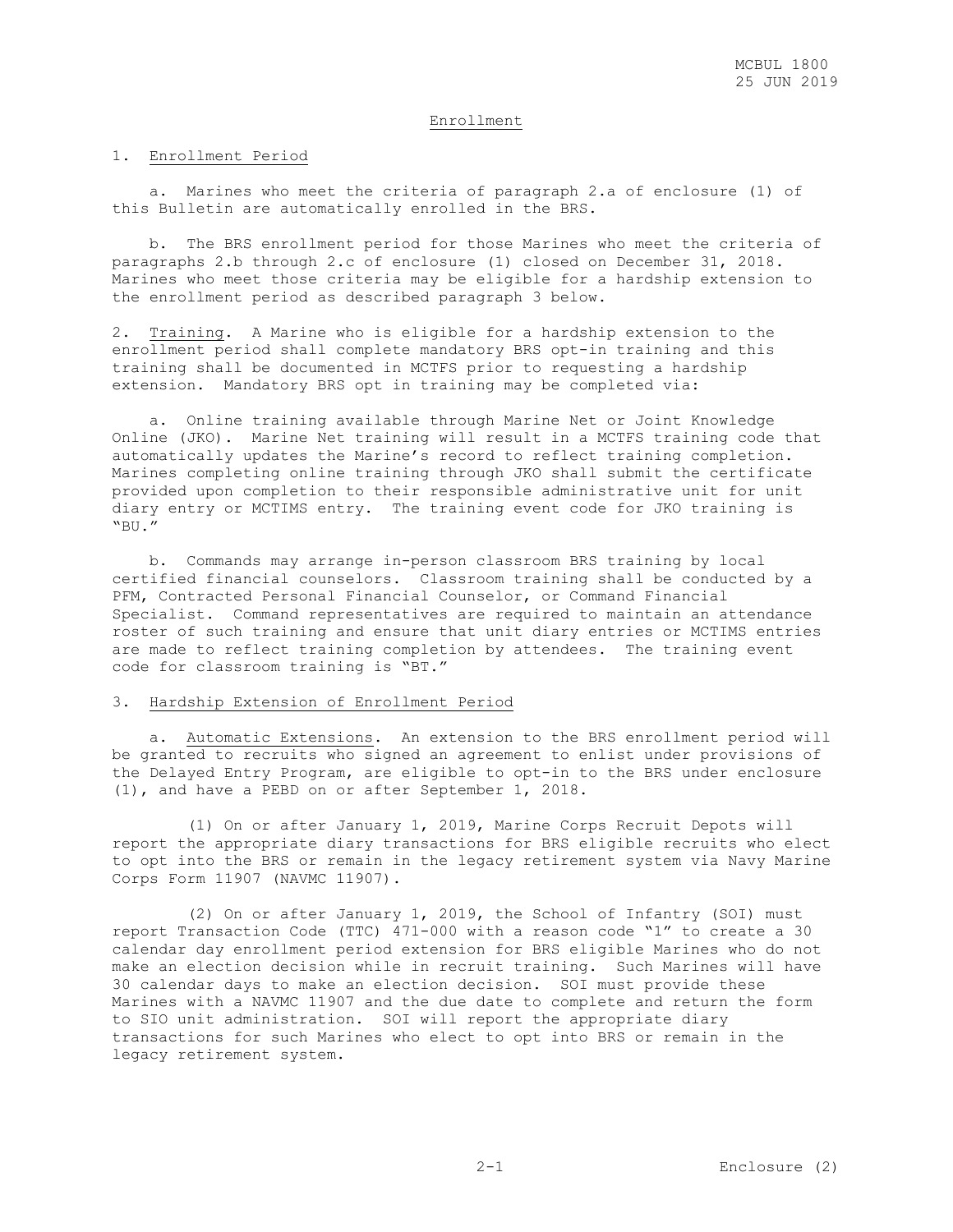## Enrollment

1. Enrollment Period

   a. Marines who meet the criteria of paragraph 2.a of enclosure (1) of this Bulletin are automatically enrolled in the BRS.

   b. The BRS enrollment period for those Marines who meet the criteria of paragraphs 2.b through 2.c of enclosure (1) closed on December 31, 2018. Marines who meet those criteria may be eligible for a hardship extension to the enrollment period as described paragraph 3 below.

2. Training. A Marine who is eligible for a hardship extension to the enrollment period shall complete mandatory BRS opt-in training and this training shall be documented in MCTFS prior to requesting a hardship extension. Mandatory BRS opt in training may be completed via:

   a. Online training available through Marine Net or Joint Knowledge Online (JKO). Marine Net training will result in a MCTFS training code that automatically updates the Marine's record to reflect training completion. Marines completing online training through JKO shall submit the certificate provided upon completion to their responsible administrative unit for unit diary entry or MCTIMS entry. The training event code for JKO training is "BU."

   b. Commands may arrange in-person classroom BRS training by local certified financial counselors. Classroom training shall be conducted by a PFM, Contracted Personal Financial Counselor, or Command Financial Specialist. Command representatives are required to maintain an attendance roster of such training and ensure that unit diary entries or MCTIMS entries are made to reflect training completion by attendees. The training event code for classroom training is "BT."

3. Hardship Extension of Enrollment Period

   a. Automatic Extensions. An extension to the BRS enrollment period will be granted to recruits who signed an agreement to enlist under provisions of the Delayed Entry Program, are eligible to opt-in to the BRS under enclosure (1), and have a PEBD on or after September 1, 2018.

      (1) On or after January 1, 2019, Marine Corps Recruit Depots will report the appropriate diary transactions for BRS eligible recruits who elect to opt into the BRS or remain in the legacy retirement system via Navy Marine Corps Form 11907 (NAVMC 11907).

      (2) On or after January 1, 2019, the School of Infantry (SOI) must report Transaction Code (TTC) 471-000 with a reason code "1" to create a 30 calendar day enrollment period extension for BRS eligible Marines who do not make an election decision while in recruit training. Such Marines will have 30 calendar days to make an election decision. SOI must provide these Marines with a NAVMC 11907 and the due date to complete and return the form to SIO unit administration. SOI will report the appropriate diary transactions for such Marines who elect to opt into BRS or remain in the legacy retirement system.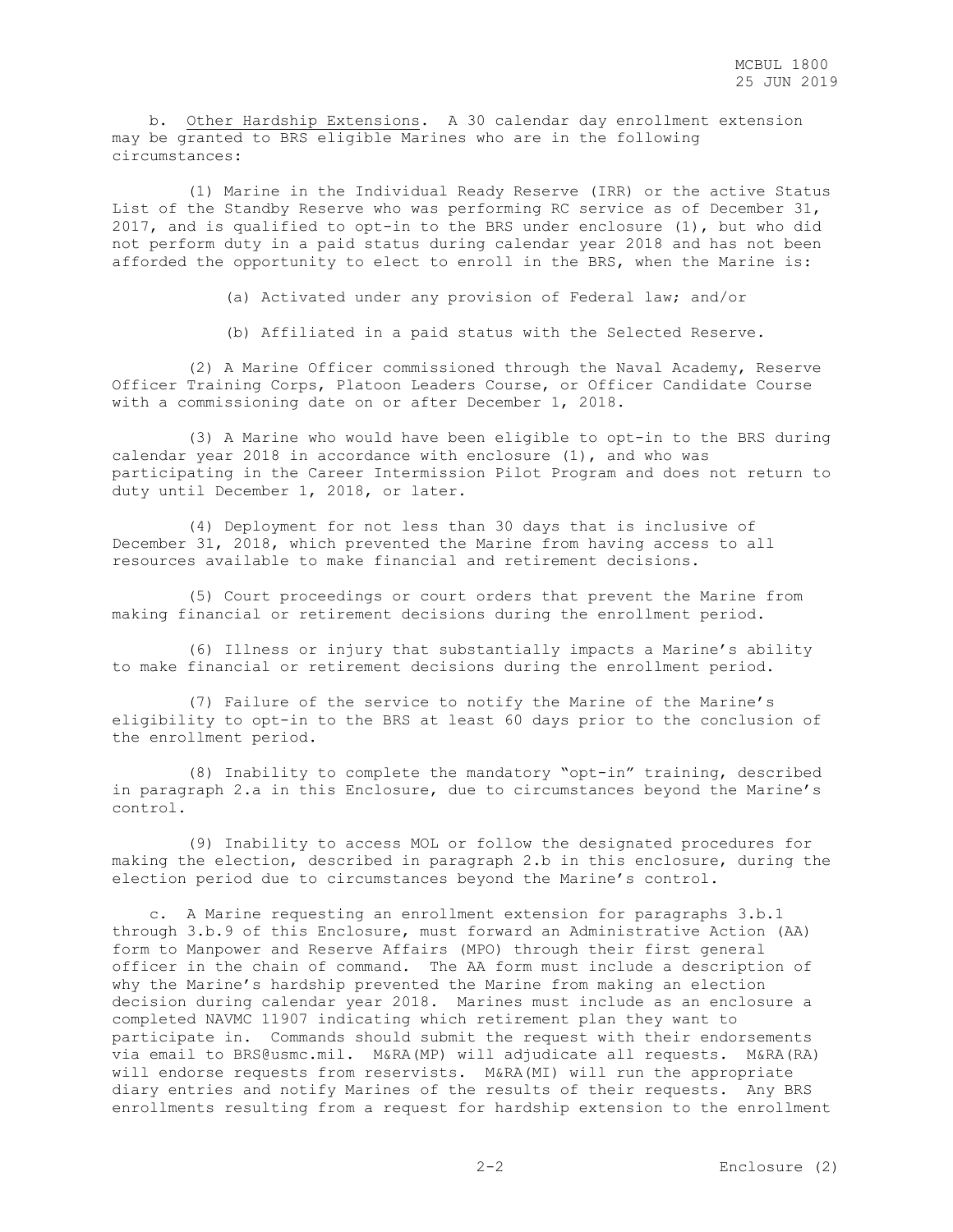b. Other Hardship Extensions. A 30 calendar day enrollment extension may be granted to BRS eligible Marines who are in the following circumstances:

(1) Marine in the Individual Ready Reserve (IRR) or the active Status List of the Standby Reserve who was performing RC service as of December 31, 2017, and is qualified to opt-in to the BRS under enclosure (1), but who did not perform duty in a paid status during calendar year 2018 and has not been afforded the opportunity to elect to enroll in the BRS, when the Marine is:

(a) Activated under any provision of Federal law; and/or

(b) Affiliated in a paid status with the Selected Reserve.

(2) A Marine Officer commissioned through the Naval Academy, Reserve Officer Training Corps, Platoon Leaders Course, or Officer Candidate Course with a commissioning date on or after December 1, 2018.

(3) A Marine who would have been eligible to opt-in to the BRS during calendar year 2018 in accordance with enclosure (1), and who was participating in the Career Intermission Pilot Program and does not return to duty until December 1, 2018, or later.

(4) Deployment for not less than 30 days that is inclusive of December 31, 2018, which prevented the Marine from having access to all resources available to make financial and retirement decisions.

(5) Court proceedings or court orders that prevent the Marine from making financial or retirement decisions during the enrollment period.

(6) Illness or injury that substantially impacts a Marine's ability to make financial or retirement decisions during the enrollment period.

(7) Failure of the service to notify the Marine of the Marine's eligibility to opt-in to the BRS at least 60 days prior to the conclusion of the enrollment period.

(8) Inability to complete the mandatory "opt-in" training, described in paragraph 2.a in this Enclosure, due to circumstances beyond the Marine's control.

(9) Inability to access MOL or follow the designated procedures for making the election, described in paragraph 2.b in this enclosure, during the election period due to circumstances beyond the Marine's control.

c. A Marine requesting an enrollment extension for paragraphs 3.b.1 through 3.b.9 of this Enclosure, must forward an Administrative Action (AA) form to Manpower and Reserve Affairs (MPO) through their first general officer in the chain of command. The AA form must include a description of why the Marine's hardship prevented the Marine from making an election decision during calendar year 2018. Marines must include as an enclosure a completed NAVMC 11907 indicating which retirement plan they want to participate in. Commands should submit the request with their endorsements via email to BRS@usmc.mil. M&RA(MP) will adjudicate all requests. M&RA(RA) will endorse requests from reservists. M&RA(MI) will run the appropriate diary entries and notify Marines of the results of their requests. Any BRS enrollments resulting from a request for hardship extension to the enrollment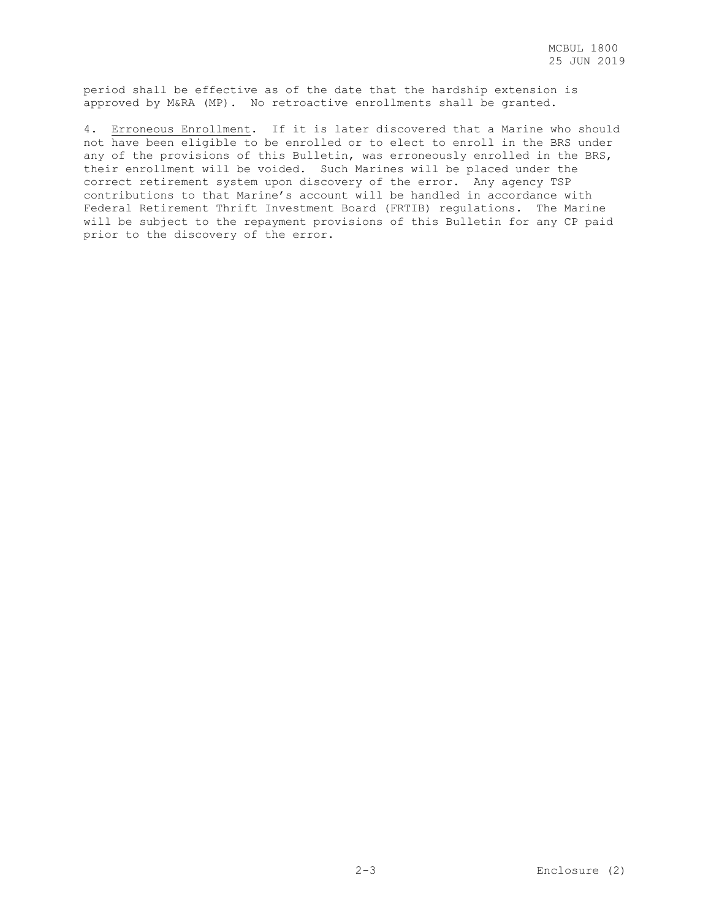period shall be effective as of the date that the hardship extension is approved by M&RA (MP). No retroactive enrollments shall be granted.

4. Erroneous Enrollment. If it is later discovered that a Marine who should not have been eligible to be enrolled or to elect to enroll in the BRS under any of the provisions of this Bulletin, was erroneously enrolled in the BRS, their enrollment will be voided. Such Marines will be placed under the correct retirement system upon discovery of the error. Any agency TSP contributions to that Marine's account will be handled in accordance with Federal Retirement Thrift Investment Board (FRTIB) regulations. The Marine will be subject to the repayment provisions of this Bulletin for any CP paid prior to the discovery of the error.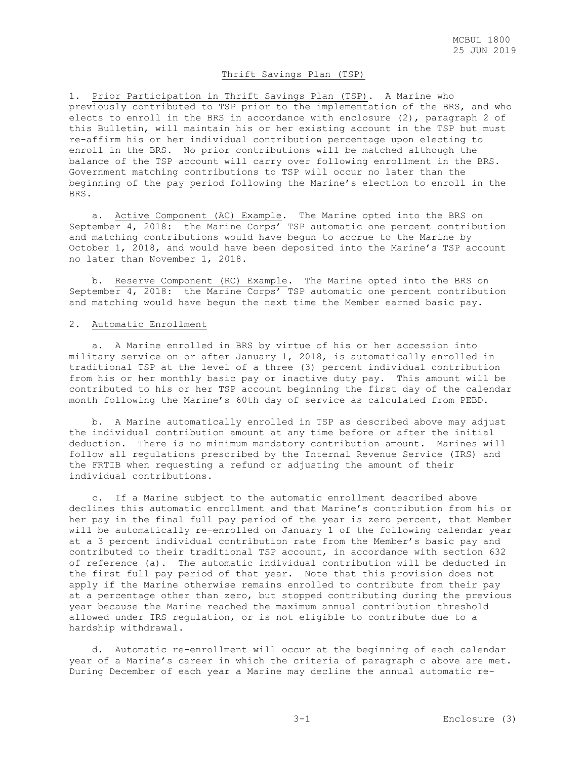## Thrift Savings Plan (TSP)

1. Prior Participation in Thrift Savings Plan (TSP). A Marine who previously contributed to TSP prior to the implementation of the BRS, and who elects to enroll in the BRS in accordance with enclosure (2), paragraph 2 of this Bulletin, will maintain his or her existing account in the TSP but must re-affirm his or her individual contribution percentage upon electing to enroll in the BRS. No prior contributions will be matched although the balance of the TSP account will carry over following enrollment in the BRS. Government matching contributions to TSP will occur no later than the beginning of the pay period following the Marine's election to enroll in the BRS.

   a. Active Component (AC) Example. The Marine opted into the BRS on September 4, 2018: the Marine Corps' TSP automatic one percent contribution and matching contributions would have begun to accrue to the Marine by October 1, 2018, and would have been deposited into the Marine's TSP account no later than November 1, 2018.

   b. Reserve Component (RC) Example. The Marine opted into the BRS on September 4, 2018: the Marine Corps' TSP automatic one percent contribution and matching would have begun the next time the Member earned basic pay.

2. Automatic Enrollment

   a. A Marine enrolled in BRS by virtue of his or her accession into military service on or after January 1, 2018, is automatically enrolled in traditional TSP at the level of a three (3) percent individual contribution from his or her monthly basic pay or inactive duty pay. This amount will be contributed to his or her TSP account beginning the first day of the calendar month following the Marine's 60th day of service as calculated from PEBD.

   b. A Marine automatically enrolled in TSP as described above may adjust the individual contribution amount at any time before or after the initial deduction. There is no minimum mandatory contribution amount. Marines will follow all regulations prescribed by the Internal Revenue Service (IRS) and the FRTIB when requesting a refund or adjusting the amount of their individual contributions.

   c. If a Marine subject to the automatic enrollment described above declines this automatic enrollment and that Marine's contribution from his or her pay in the final full pay period of the year is zero percent, that Member will be automatically re-enrolled on January 1 of the following calendar year at a 3 percent individual contribution rate from the Member's basic pay and contributed to their traditional TSP account, in accordance with section 632 of reference (a). The automatic individual contribution will be deducted in the first full pay period of that year. Note that this provision does not apply if the Marine otherwise remains enrolled to contribute from their pay at a percentage other than zero, but stopped contributing during the previous year because the Marine reached the maximum annual contribution threshold allowed under IRS regulation, or is not eligible to contribute due to a hardship withdrawal.

   d. Automatic re-enrollment will occur at the beginning of each calendar year of a Marine's career in which the criteria of paragraph c above are met. During December of each year a Marine may decline the annual automatic re-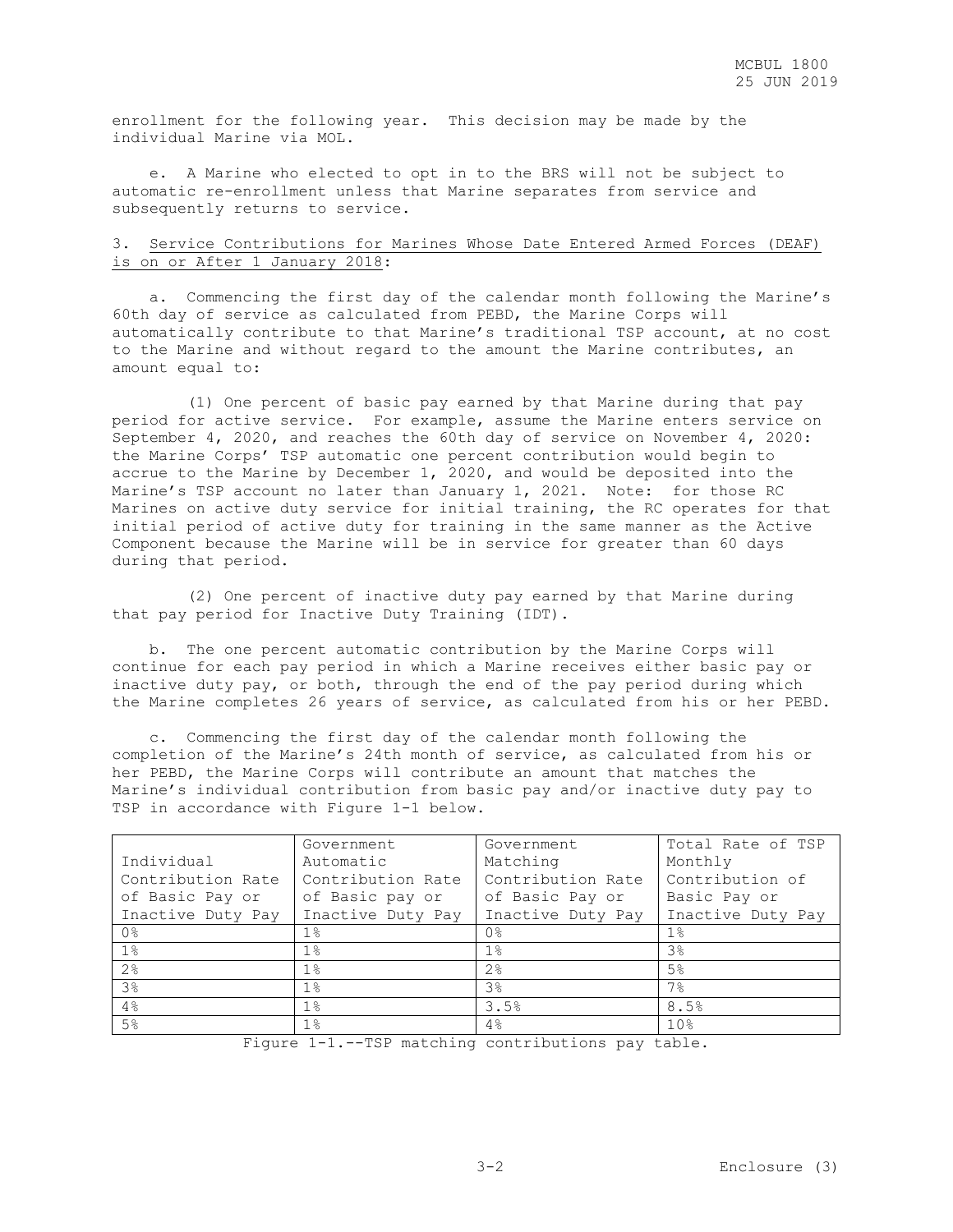enrollment for the following year. This decision may be made by the individual Marine via MOL.

e. A Marine who elected to opt in to the BRS will not be subject to automatic re-enrollment unless that Marine separates from service and subsequently returns to service.

3. <u>Service Contributions for Marines Whose Date Entered Armed Forces (DEAF) is on or After 1 January 2018</u>:

a. Commencing the first day of the calendar month following the Marine's 60th day of service as calculated from PEBD, the Marine Corps will automatically contribute to that Marine's traditional TSP account, at no cost to the Marine and without regard to the amount the Marine contributes, an amount equal to:

(1) One percent of basic pay earned by that Marine during that pay period for active service. For example, assume the Marine enters service on September 4, 2020, and reaches the 60th day of service on November 4, 2020: the Marine Corps' TSP automatic one percent contribution would begin to accrue to the Marine by December 1, 2020, and would be deposited into the Marine's TSP account no later than January 1, 2021. Note: for those RC Marines on active duty service for initial training, the RC operates for that initial period of active duty for training in the same manner as the Active Component because the Marine will be in service for greater than 60 days during that period.

(2) One percent of inactive duty pay earned by that Marine during that pay period for Inactive Duty Training (IDT).

b. The one percent automatic contribution by the Marine Corps will continue for each pay period in which a Marine receives either basic pay or inactive duty pay, or both, through the end of the pay period during which the Marine completes 26 years of service, as calculated from his or her PEBD.

c. Commencing the first day of the calendar month following the completion of the Marine's 24th month of service, as calculated from his or her PEBD, the Marine Corps will contribute an amount that matches the Marine's individual contribution from basic pay and/or inactive duty pay to TSP in accordance with Figure 1-1 below.

| Individual Contribution Rate of Basic Pay or Inactive Duty Pay | Government Automatic Contribution Rate of Basic pay or Inactive Duty Pay | Government Matching Contribution Rate of Basic Pay or Inactive Duty Pay | Total Rate of TSP Monthly Contribution of Basic Pay or Inactive Duty Pay |
|---|---|---|---|
| 0% | 1% | 0% | 1% |
| 1% | 1% | 1% | 3% |
| 2% | 1% | 2% | 5% |
| 3% | 1% | 3% | 7% |
| 4% | 1% | 3.5% | 8.5% |
| 5% | 1% | 4% | 10% |

Figure 1-1.--TSP matching contributions pay table.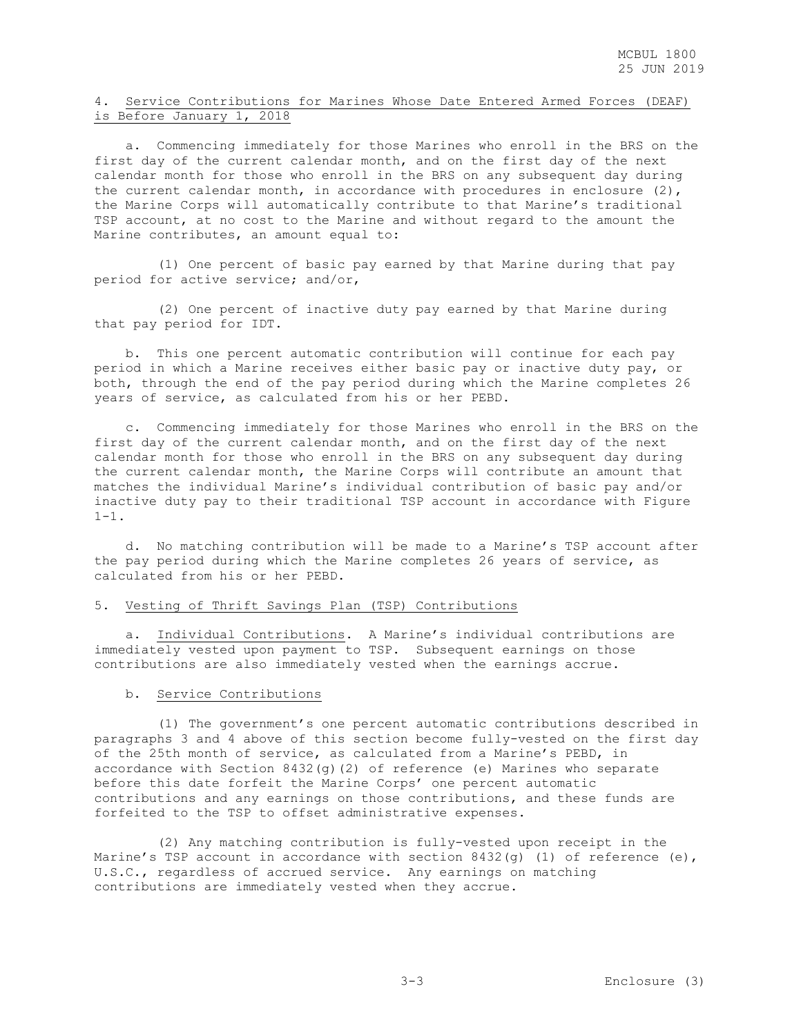4. <u>Service Contributions for Marines Whose Date Entered Armed Forces (DEAF) is Before January 1, 2018</u>

a. Commencing immediately for those Marines who enroll in the BRS on the first day of the current calendar month, and on the first day of the next calendar month for those who enroll in the BRS on any subsequent day during the current calendar month, in accordance with procedures in enclosure (2), the Marine Corps will automatically contribute to that Marine's traditional TSP account, at no cost to the Marine and without regard to the amount the Marine contributes, an amount equal to:

(1) One percent of basic pay earned by that Marine during that pay period for active service; and/or,

(2) One percent of inactive duty pay earned by that Marine during that pay period for IDT.

b. This one percent automatic contribution will continue for each pay period in which a Marine receives either basic pay or inactive duty pay, or both, through the end of the pay period during which the Marine completes 26 years of service, as calculated from his or her PEBD.

c. Commencing immediately for those Marines who enroll in the BRS on the first day of the current calendar month, and on the first day of the next calendar month for those who enroll in the BRS on any subsequent day during the current calendar month, the Marine Corps will contribute an amount that matches the individual Marine's individual contribution of basic pay and/or inactive duty pay to their traditional TSP account in accordance with Figure 1-1.

d. No matching contribution will be made to a Marine's TSP account after the pay period during which the Marine completes 26 years of service, as calculated from his or her PEBD.

5. <u>Vesting of Thrift Savings Plan (TSP) Contributions</u>

a. <u>Individual Contributions</u>. A Marine's individual contributions are immediately vested upon payment to TSP. Subsequent earnings on those contributions are also immediately vested when the earnings accrue.

b. <u>Service Contributions</u>

(1) The government's one percent automatic contributions described in paragraphs 3 and 4 above of this section become fully-vested on the first day of the 25th month of service, as calculated from a Marine's PEBD, in accordance with Section 8432(g)(2) of reference (e) Marines who separate before this date forfeit the Marine Corps' one percent automatic contributions and any earnings on those contributions, and these funds are forfeited to the TSP to offset administrative expenses.

(2) Any matching contribution is fully-vested upon receipt in the Marine's TSP account in accordance with section 8432(g) (1) of reference (e), U.S.C., regardless of accrued service. Any earnings on matching contributions are immediately vested when they accrue.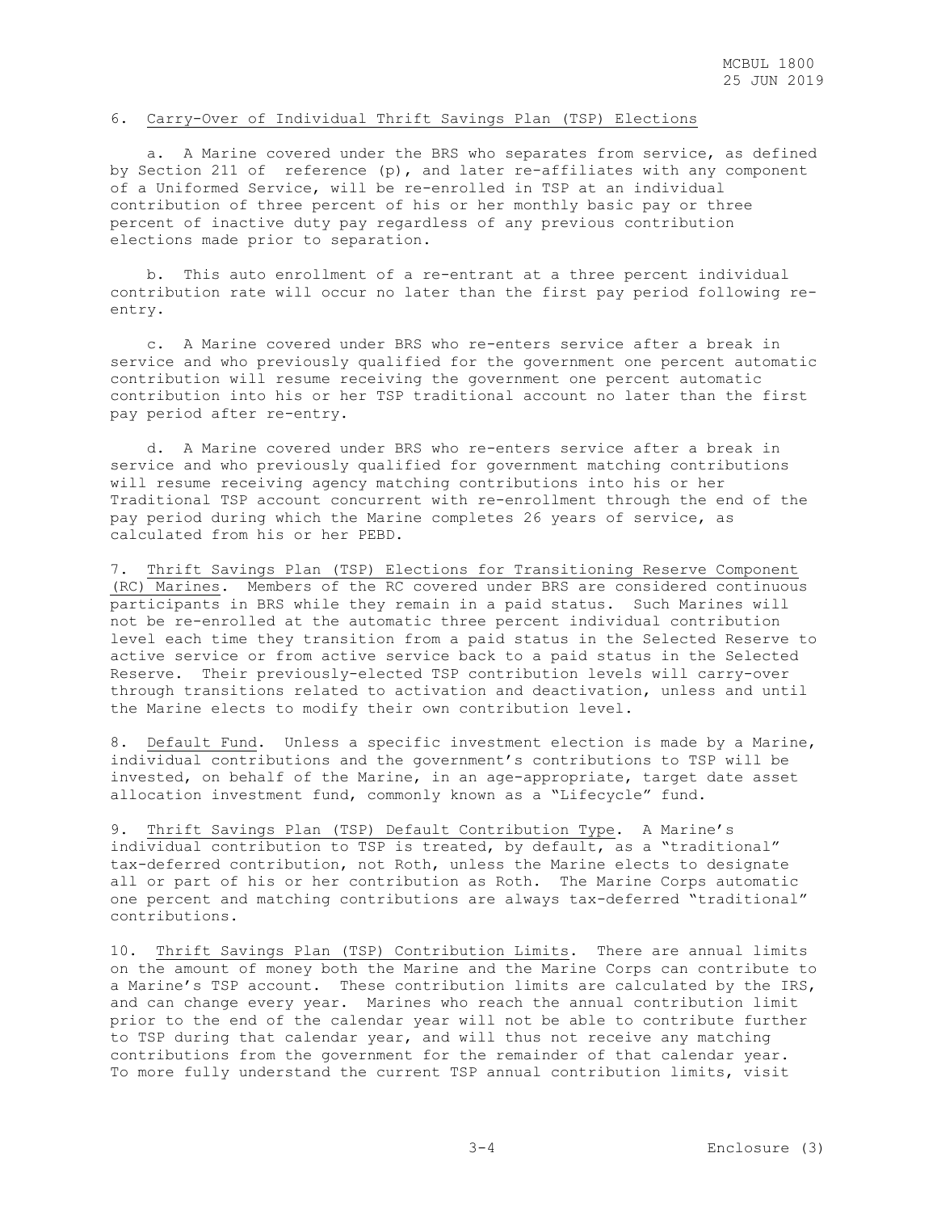6. Carry-Over of Individual Thrift Savings Plan (TSP) Elections

a. A Marine covered under the BRS who separates from service, as defined by Section 211 of reference (p), and later re-affiliates with any component of a Uniformed Service, will be re-enrolled in TSP at an individual contribution of three percent of his or her monthly basic pay or three percent of inactive duty pay regardless of any previous contribution elections made prior to separation.

b. This auto enrollment of a re-entrant at a three percent individual contribution rate will occur no later than the first pay period following re-entry.

c. A Marine covered under BRS who re-enters service after a break in service and who previously qualified for the government one percent automatic contribution will resume receiving the government one percent automatic contribution into his or her TSP traditional account no later than the first pay period after re-entry.

d. A Marine covered under BRS who re-enters service after a break in service and who previously qualified for government matching contributions will resume receiving agency matching contributions into his or her Traditional TSP account concurrent with re-enrollment through the end of the pay period during which the Marine completes 26 years of service, as calculated from his or her PEBD.

7. Thrift Savings Plan (TSP) Elections for Transitioning Reserve Component (RC) Marines. Members of the RC covered under BRS are considered continuous participants in BRS while they remain in a paid status. Such Marines will not be re-enrolled at the automatic three percent individual contribution level each time they transition from a paid status in the Selected Reserve to active service or from active service back to a paid status in the Selected Reserve. Their previously-elected TSP contribution levels will carry-over through transitions related to activation and deactivation, unless and until the Marine elects to modify their own contribution level.

8. Default Fund. Unless a specific investment election is made by a Marine, individual contributions and the government's contributions to TSP will be invested, on behalf of the Marine, in an age-appropriate, target date asset allocation investment fund, commonly known as a "Lifecycle" fund.

9. Thrift Savings Plan (TSP) Default Contribution Type. A Marine's individual contribution to TSP is treated, by default, as a "traditional" tax-deferred contribution, not Roth, unless the Marine elects to designate all or part of his or her contribution as Roth. The Marine Corps automatic one percent and matching contributions are always tax-deferred "traditional" contributions.

10. Thrift Savings Plan (TSP) Contribution Limits. There are annual limits on the amount of money both the Marine and the Marine Corps can contribute to a Marine's TSP account. These contribution limits are calculated by the IRS, and can change every year. Marines who reach the annual contribution limit prior to the end of the calendar year will not be able to contribute further to TSP during that calendar year, and will thus not receive any matching contributions from the government for the remainder of that calendar year. To more fully understand the current TSP annual contribution limits, visit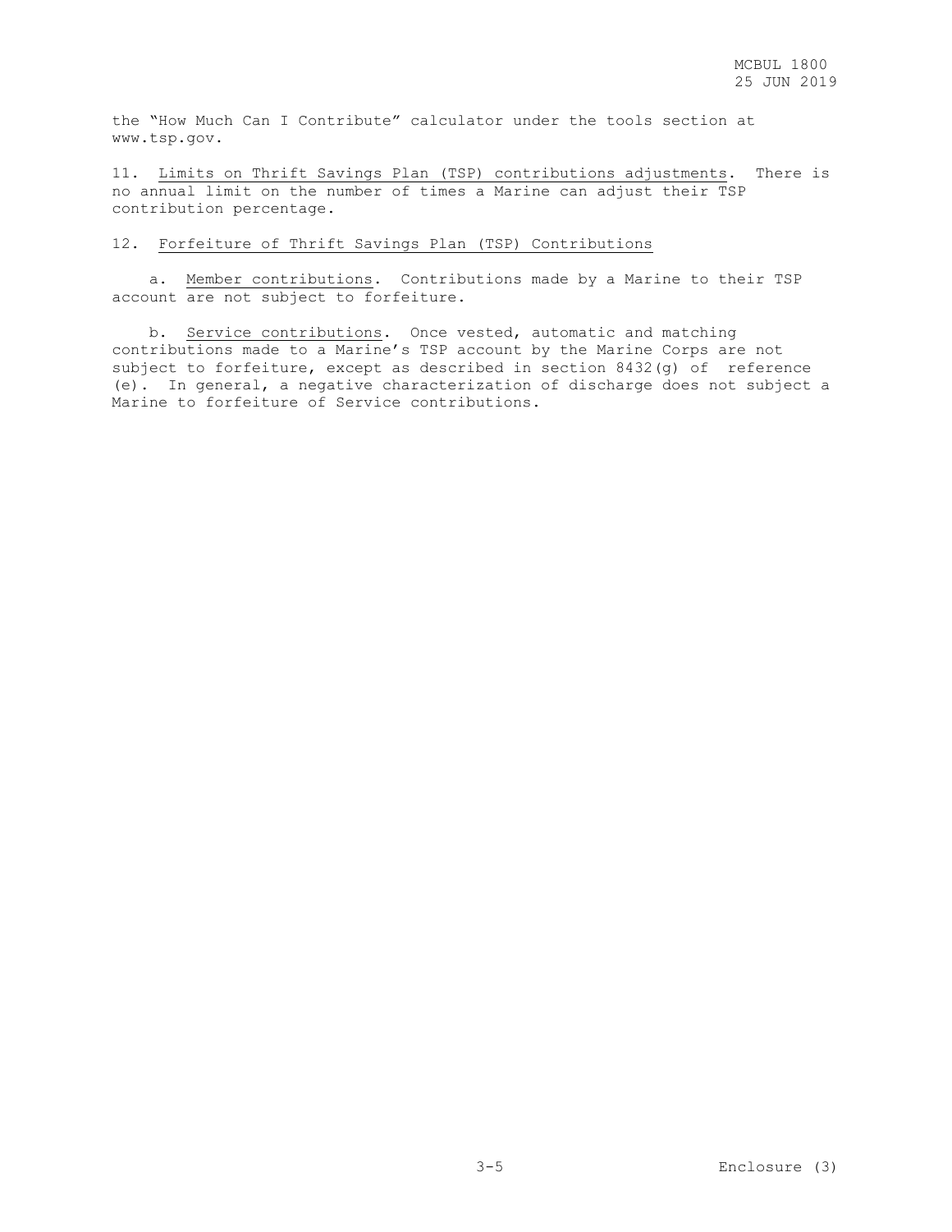the "How Much Can I Contribute" calculator under the tools section at www.tsp.gov.

11. Limits on Thrift Savings Plan (TSP) contributions adjustments. There is no annual limit on the number of times a Marine can adjust their TSP contribution percentage.

12. Forfeiture of Thrift Savings Plan (TSP) Contributions

a. Member contributions. Contributions made by a Marine to their TSP account are not subject to forfeiture.

b. Service contributions. Once vested, automatic and matching contributions made to a Marine's TSP account by the Marine Corps are not subject to forfeiture, except as described in section 8432(g) of reference (e). In general, a negative characterization of discharge does not subject a Marine to forfeiture of Service contributions.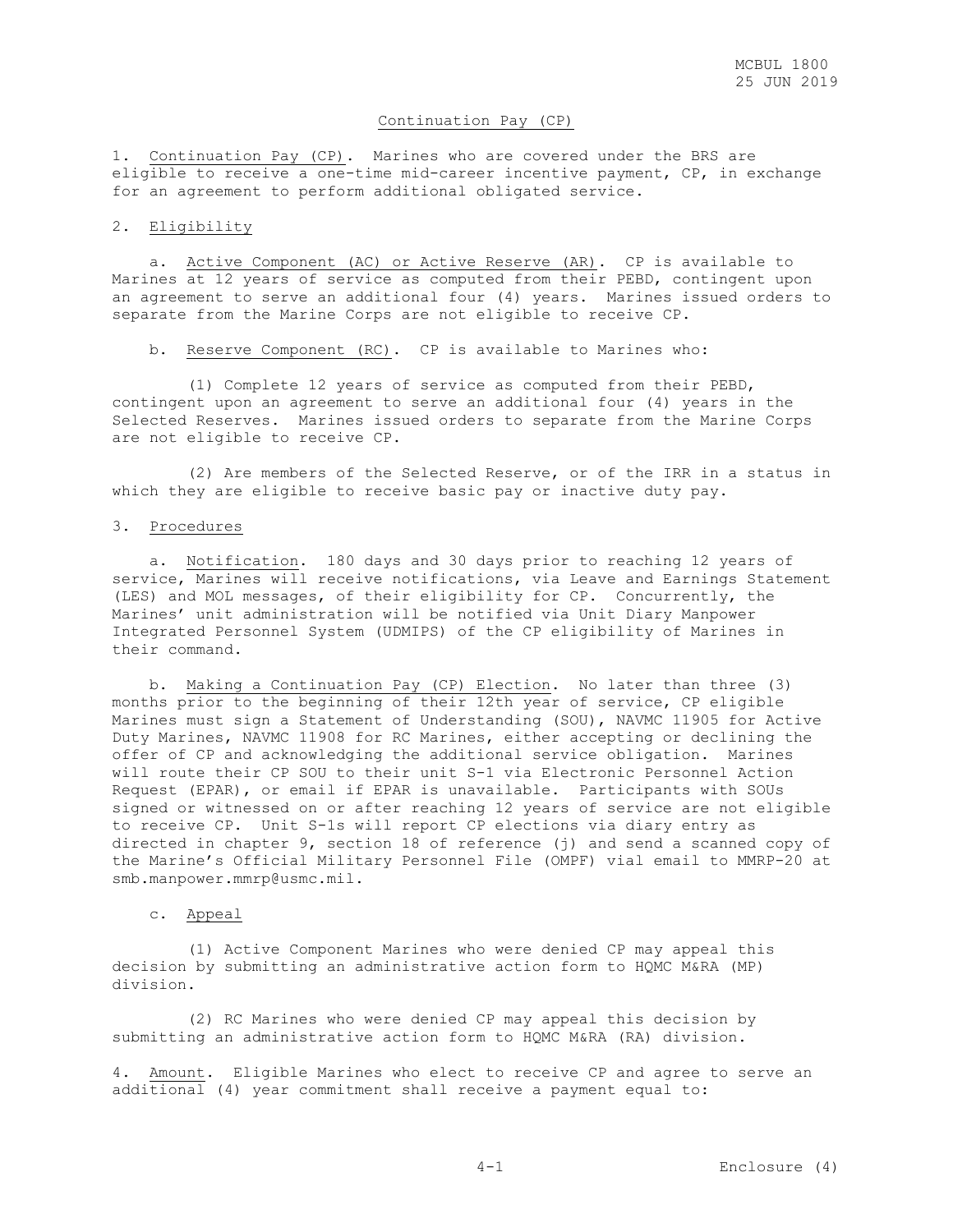# Continuation Pay (CP)

1. Continuation Pay (CP). Marines who are covered under the BRS are eligible to receive a one-time mid-career incentive payment, CP, in exchange for an agreement to perform additional obligated service.

2. Eligibility

   a. Active Component (AC) or Active Reserve (AR). CP is available to Marines at 12 years of service as computed from their PEBD, contingent upon an agreement to serve an additional four (4) years. Marines issued orders to separate from the Marine Corps are not eligible to receive CP.

   b. Reserve Component (RC). CP is available to Marines who:

      (1) Complete 12 years of service as computed from their PEBD, contingent upon an agreement to serve an additional four (4) years in the Selected Reserves. Marines issued orders to separate from the Marine Corps are not eligible to receive CP.

      (2) Are members of the Selected Reserve, or of the IRR in a status in which they are eligible to receive basic pay or inactive duty pay.

3. Procedures

   a. Notification. 180 days and 30 days prior to reaching 12 years of service, Marines will receive notifications, via Leave and Earnings Statement (LES) and MOL messages, of their eligibility for CP. Concurrently, the Marines' unit administration will be notified via Unit Diary Manpower Integrated Personnel System (UDMIPS) of the CP eligibility of Marines in their command.

   b. Making a Continuation Pay (CP) Election. No later than three (3) months prior to the beginning of their 12th year of service, CP eligible Marines must sign a Statement of Understanding (SOU), NAVMC 11905 for Active Duty Marines, NAVMC 11908 for RC Marines, either accepting or declining the offer of CP and acknowledging the additional service obligation. Marines will route their CP SOU to their unit S-1 via Electronic Personnel Action Request (EPAR), or email if EPAR is unavailable. Participants with SOUs signed or witnessed on or after reaching 12 years of service are not eligible to receive CP. Unit S-1s will report CP elections via diary entry as directed in chapter 9, section 18 of reference (j) and send a scanned copy of the Marine's Official Military Personnel File (OMPF) vial email to MMRP-20 at smb.manpower.mmrp@usmc.mil.

   c. Appeal

      (1) Active Component Marines who were denied CP may appeal this decision by submitting an administrative action form to HQMC M&RA (MP) division.

      (2) RC Marines who were denied CP may appeal this decision by submitting an administrative action form to HQMC M&RA (RA) division.

4. Amount. Eligible Marines who elect to receive CP and agree to serve an additional (4) year commitment shall receive a payment equal to: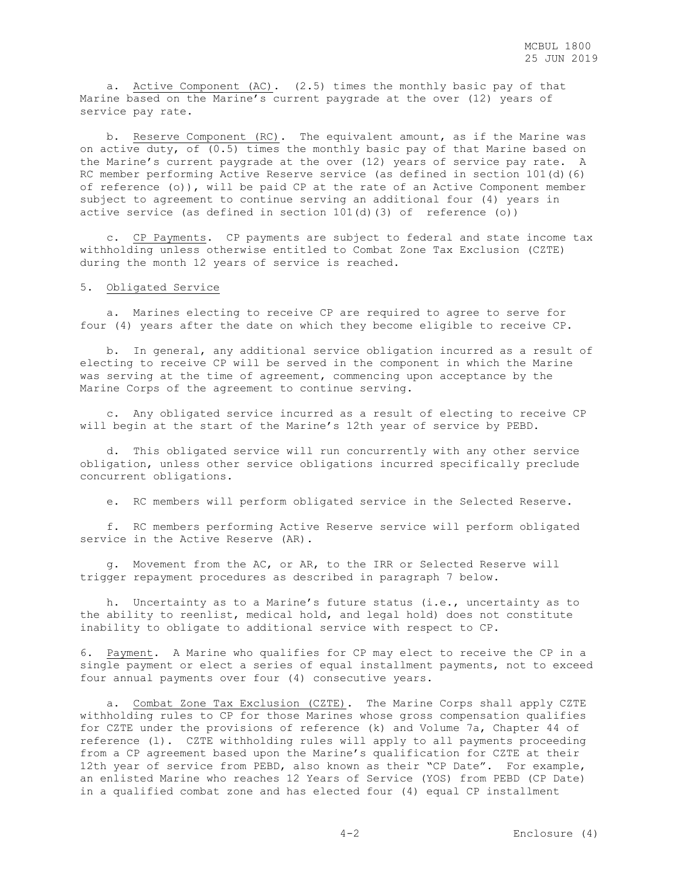a. Active Component (AC). (2.5) times the monthly basic pay of that Marine based on the Marine's current paygrade at the over (12) years of service pay rate.

b. Reserve Component (RC). The equivalent amount, as if the Marine was on active duty, of (0.5) times the monthly basic pay of that Marine based on the Marine's current paygrade at the over (12) years of service pay rate. A RC member performing Active Reserve service (as defined in section 101(d)(6) of reference (o)), will be paid CP at the rate of an Active Component member subject to agreement to continue serving an additional four (4) years in active service (as defined in section 101(d)(3) of reference (o))

c. CP Payments. CP payments are subject to federal and state income tax withholding unless otherwise entitled to Combat Zone Tax Exclusion (CZTE) during the month 12 years of service is reached.

5. Obligated Service

a. Marines electing to receive CP are required to agree to serve for four (4) years after the date on which they become eligible to receive CP.

b. In general, any additional service obligation incurred as a result of electing to receive CP will be served in the component in which the Marine was serving at the time of agreement, commencing upon acceptance by the Marine Corps of the agreement to continue serving.

c. Any obligated service incurred as a result of electing to receive CP will begin at the start of the Marine's 12th year of service by PEBD.

d. This obligated service will run concurrently with any other service obligation, unless other service obligations incurred specifically preclude concurrent obligations.

e. RC members will perform obligated service in the Selected Reserve.

f. RC members performing Active Reserve service will perform obligated service in the Active Reserve (AR).

g. Movement from the AC, or AR, to the IRR or Selected Reserve will trigger repayment procedures as described in paragraph 7 below.

h. Uncertainty as to a Marine's future status (i.e., uncertainty as to the ability to reenlist, medical hold, and legal hold) does not constitute inability to obligate to additional service with respect to CP.

6. Payment. A Marine who qualifies for CP may elect to receive the CP in a single payment or elect a series of equal installment payments, not to exceed four annual payments over four (4) consecutive years.

a. Combat Zone Tax Exclusion (CZTE). The Marine Corps shall apply CZTE withholding rules to CP for those Marines whose gross compensation qualifies for CZTE under the provisions of reference (k) and Volume 7a, Chapter 44 of reference (l). CZTE withholding rules will apply to all payments proceeding from a CP agreement based upon the Marine's qualification for CZTE at their 12th year of service from PEBD, also known as their "CP Date". For example, an enlisted Marine who reaches 12 Years of Service (YOS) from PEBD (CP Date) in a qualified combat zone and has elected four (4) equal CP installment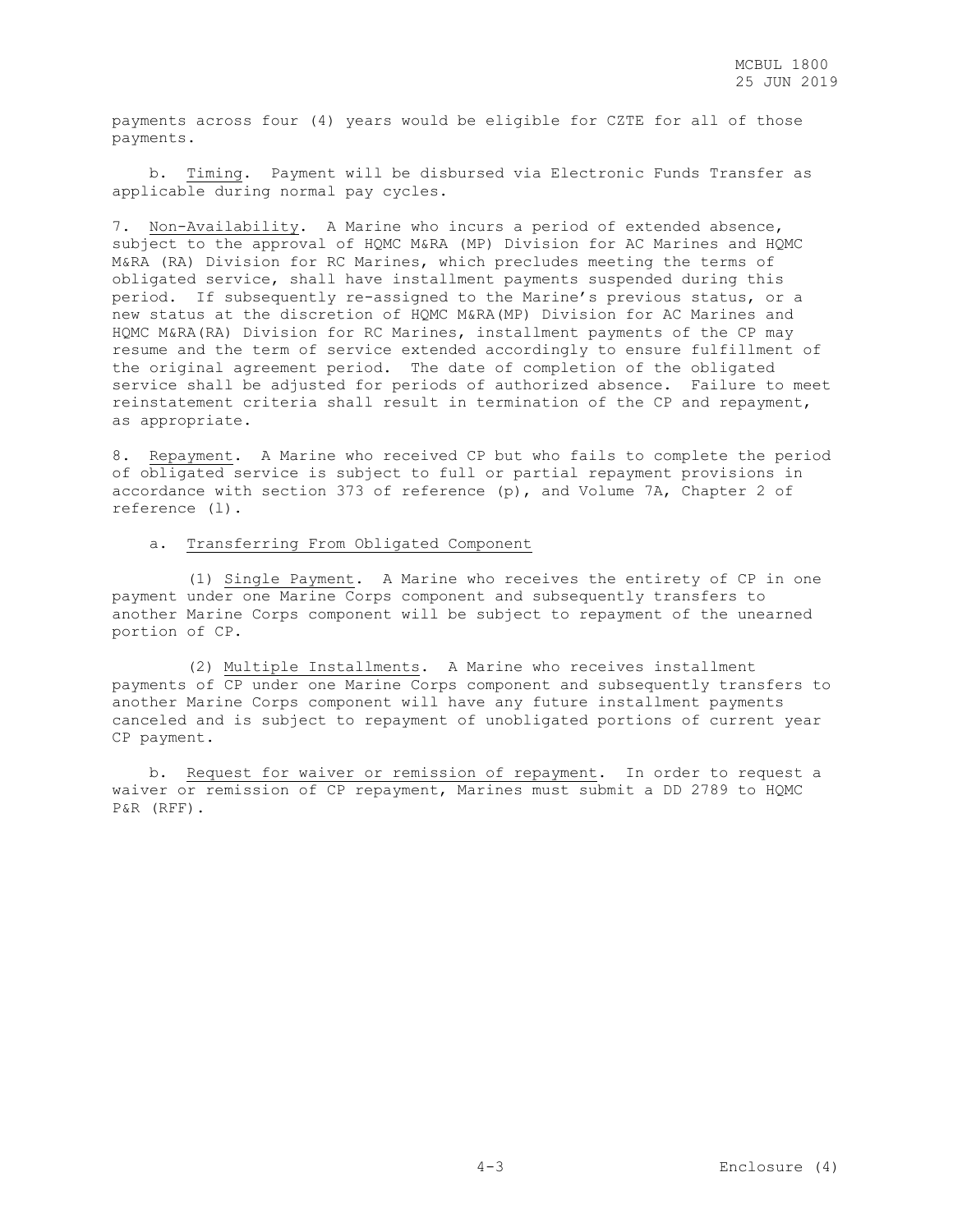payments across four (4) years would be eligible for CZTE for all of those payments.

b. Timing. Payment will be disbursed via Electronic Funds Transfer as applicable during normal pay cycles.

7. Non-Availability. A Marine who incurs a period of extended absence, subject to the approval of HQMC M&RA (MP) Division for AC Marines and HQMC M&RA (RA) Division for RC Marines, which precludes meeting the terms of obligated service, shall have installment payments suspended during this period. If subsequently re-assigned to the Marine's previous status, or a new status at the discretion of HQMC M&RA(MP) Division for AC Marines and HQMC M&RA(RA) Division for RC Marines, installment payments of the CP may resume and the term of service extended accordingly to ensure fulfillment of the original agreement period. The date of completion of the obligated service shall be adjusted for periods of authorized absence. Failure to meet reinstatement criteria shall result in termination of the CP and repayment, as appropriate.

8. Repayment. A Marine who received CP but who fails to complete the period of obligated service is subject to full or partial repayment provisions in accordance with section 373 of reference (p), and Volume 7A, Chapter 2 of reference (l).

a. Transferring From Obligated Component

(1) Single Payment. A Marine who receives the entirety of CP in one payment under one Marine Corps component and subsequently transfers to another Marine Corps component will be subject to repayment of the unearned portion of CP.

(2) Multiple Installments. A Marine who receives installment payments of CP under one Marine Corps component and subsequently transfers to another Marine Corps component will have any future installment payments canceled and is subject to repayment of unobligated portions of current year CP payment.

b. Request for waiver or remission of repayment. In order to request a waiver or remission of CP repayment, Marines must submit a DD 2789 to HQMC P&R (RFF).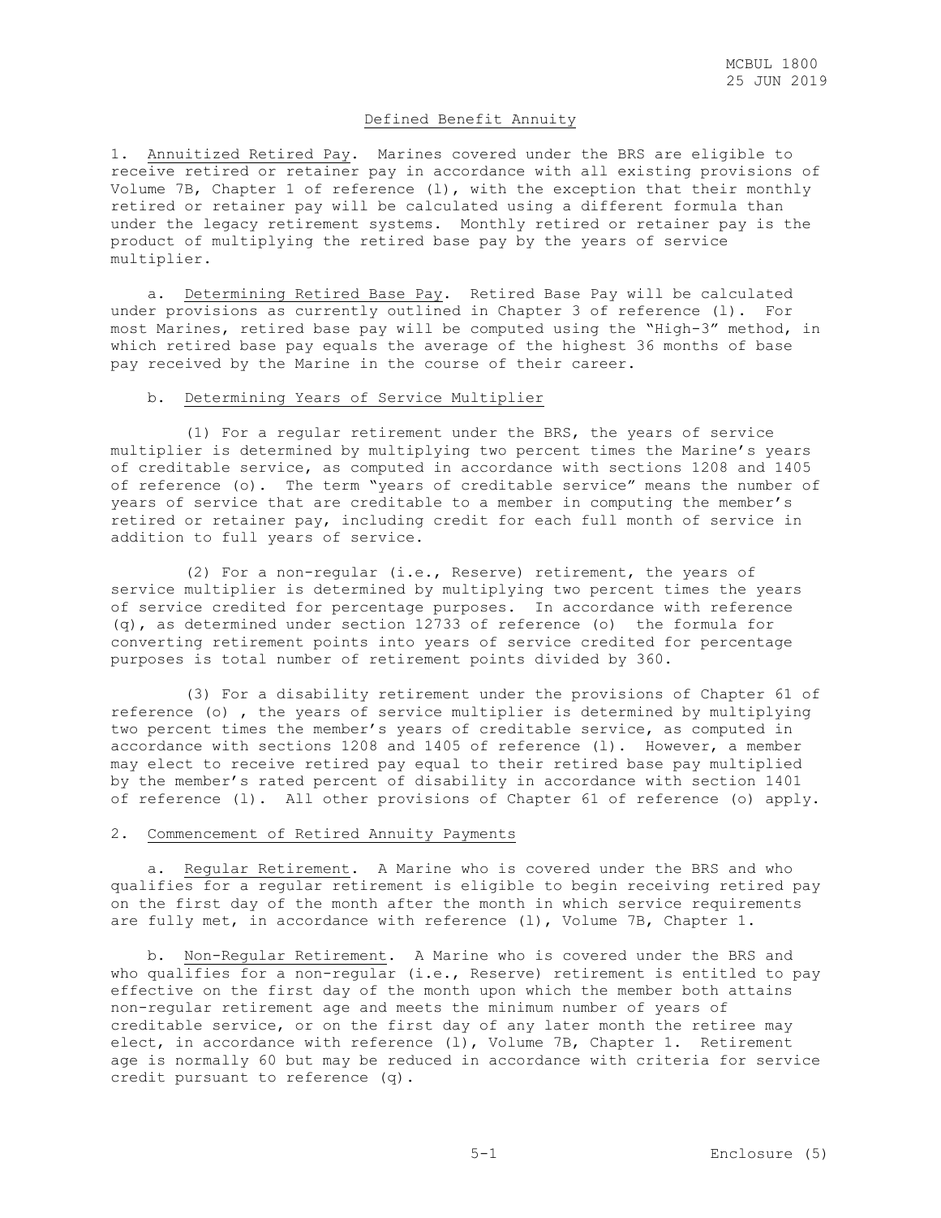## Defined Benefit Annuity

1. Annuitized Retired Pay. Marines covered under the BRS are eligible to receive retired or retainer pay in accordance with all existing provisions of Volume 7B, Chapter 1 of reference (l), with the exception that their monthly retired or retainer pay will be calculated using a different formula than under the legacy retirement systems. Monthly retired or retainer pay is the product of multiplying the retired base pay by the years of service multiplier.

a. Determining Retired Base Pay. Retired Base Pay will be calculated under provisions as currently outlined in Chapter 3 of reference (l). For most Marines, retired base pay will be computed using the "High-3" method, in which retired base pay equals the average of the highest 36 months of base pay received by the Marine in the course of their career.

b. Determining Years of Service Multiplier

(1) For a regular retirement under the BRS, the years of service multiplier is determined by multiplying two percent times the Marine's years of creditable service, as computed in accordance with sections 1208 and 1405 of reference (o). The term "years of creditable service" means the number of years of service that are creditable to a member in computing the member's retired or retainer pay, including credit for each full month of service in addition to full years of service.

(2) For a non-regular (i.e., Reserve) retirement, the years of service multiplier is determined by multiplying two percent times the years of service credited for percentage purposes. In accordance with reference (q), as determined under section 12733 of reference (o) the formula for converting retirement points into years of service credited for percentage purposes is total number of retirement points divided by 360.

(3) For a disability retirement under the provisions of Chapter 61 of reference (o) , the years of service multiplier is determined by multiplying two percent times the member's years of creditable service, as computed in accordance with sections 1208 and 1405 of reference (l). However, a member may elect to receive retired pay equal to their retired base pay multiplied by the member's rated percent of disability in accordance with section 1401 of reference (l). All other provisions of Chapter 61 of reference (o) apply.

2. Commencement of Retired Annuity Payments

a. Regular Retirement. A Marine who is covered under the BRS and who qualifies for a regular retirement is eligible to begin receiving retired pay on the first day of the month after the month in which service requirements are fully met, in accordance with reference (l), Volume 7B, Chapter 1.

b. Non-Regular Retirement. A Marine who is covered under the BRS and who qualifies for a non-regular (i.e., Reserve) retirement is entitled to pay effective on the first day of the month upon which the member both attains non-regular retirement age and meets the minimum number of years of creditable service, or on the first day of any later month the retiree may elect, in accordance with reference (l), Volume 7B, Chapter 1. Retirement age is normally 60 but may be reduced in accordance with criteria for service credit pursuant to reference (q).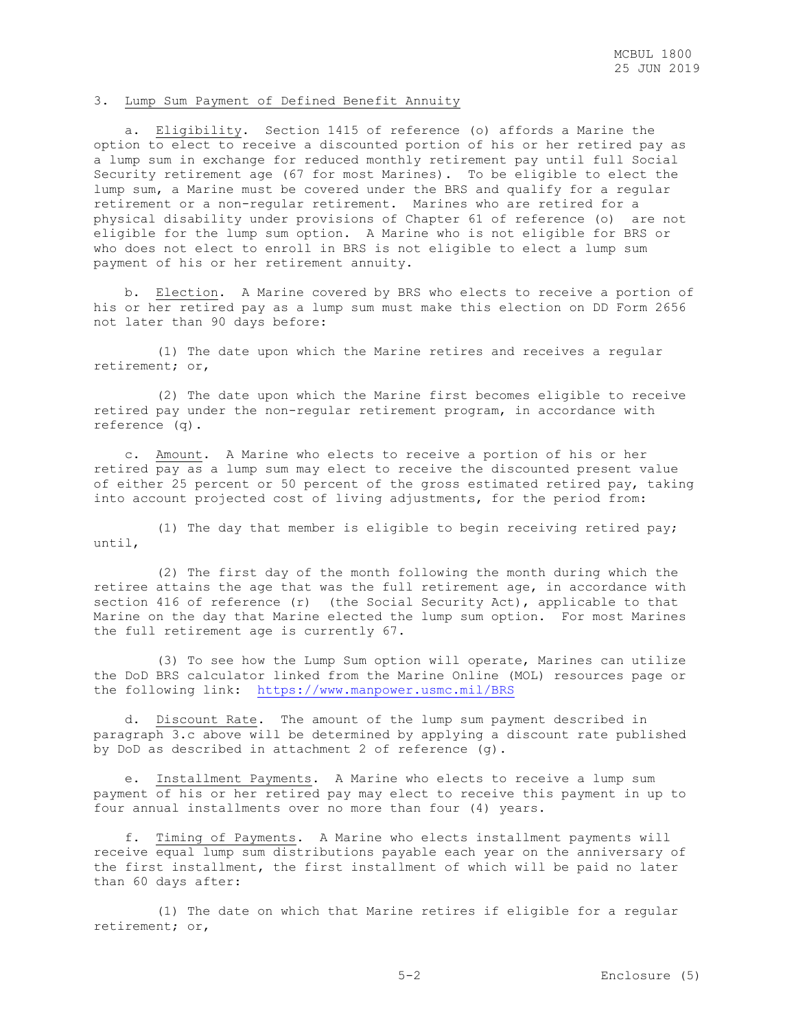3. Lump Sum Payment of Defined Benefit Annuity

a. Eligibility. Section 1415 of reference (o) affords a Marine the option to elect to receive a discounted portion of his or her retired pay as a lump sum in exchange for reduced monthly retirement pay until full Social Security retirement age (67 for most Marines). To be eligible to elect the lump sum, a Marine must be covered under the BRS and qualify for a regular retirement or a non-regular retirement. Marines who are retired for a physical disability under provisions of Chapter 61 of reference (o) are not eligible for the lump sum option. A Marine who is not eligible for BRS or who does not elect to enroll in BRS is not eligible to elect a lump sum payment of his or her retirement annuity.

b. Election. A Marine covered by BRS who elects to receive a portion of his or her retired pay as a lump sum must make this election on DD Form 2656 not later than 90 days before:

(1) The date upon which the Marine retires and receives a regular retirement; or,

(2) The date upon which the Marine first becomes eligible to receive retired pay under the non-regular retirement program, in accordance with reference (q).

c. Amount. A Marine who elects to receive a portion of his or her retired pay as a lump sum may elect to receive the discounted present value of either 25 percent or 50 percent of the gross estimated retired pay, taking into account projected cost of living adjustments, for the period from:

(1) The day that member is eligible to begin receiving retired pay; until,

(2) The first day of the month following the month during which the retiree attains the age that was the full retirement age, in accordance with section 416 of reference (r) (the Social Security Act), applicable to that Marine on the day that Marine elected the lump sum option. For most Marines the full retirement age is currently 67.

(3) To see how the Lump Sum option will operate, Marines can utilize the DoD BRS calculator linked from the Marine Online (MOL) resources page or the following link: https://www.manpower.usmc.mil/BRS

d. Discount Rate. The amount of the lump sum payment described in paragraph 3.c above will be determined by applying a discount rate published by DoD as described in attachment 2 of reference (g).

e. Installment Payments. A Marine who elects to receive a lump sum payment of his or her retired pay may elect to receive this payment in up to four annual installments over no more than four (4) years.

f. Timing of Payments. A Marine who elects installment payments will receive equal lump sum distributions payable each year on the anniversary of the first installment, the first installment of which will be paid no later than 60 days after:

(1) The date on which that Marine retires if eligible for a regular retirement; or,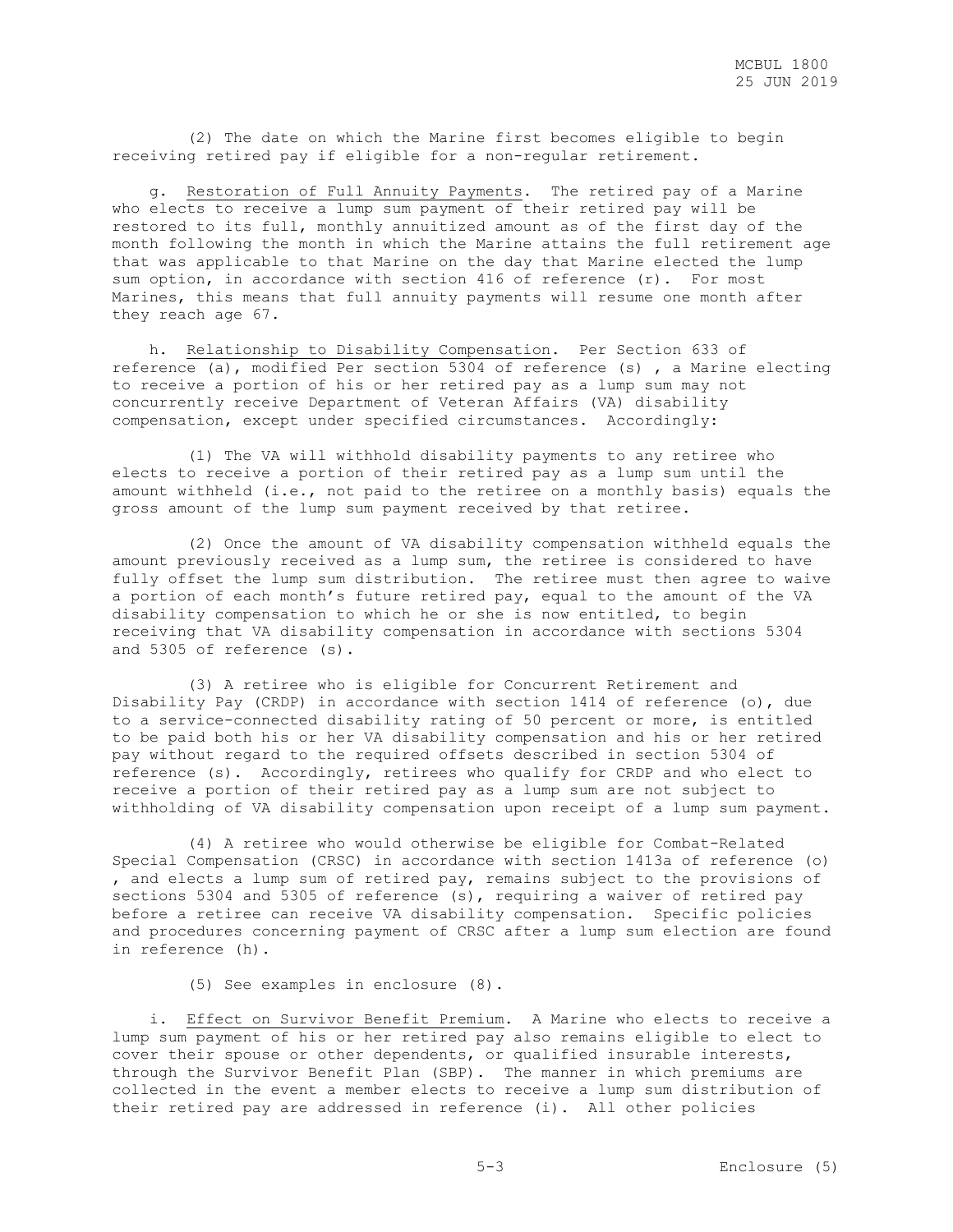(2) The date on which the Marine first becomes eligible to begin receiving retired pay if eligible for a non-regular retirement.

g. Restoration of Full Annuity Payments. The retired pay of a Marine who elects to receive a lump sum payment of their retired pay will be restored to its full, monthly annuitized amount as of the first day of the month following the month in which the Marine attains the full retirement age that was applicable to that Marine on the day that Marine elected the lump sum option, in accordance with section 416 of reference (r). For most Marines, this means that full annuity payments will resume one month after they reach age 67.

h. Relationship to Disability Compensation. Per Section 633 of reference (a), modified Per section 5304 of reference (s) , a Marine electing to receive a portion of his or her retired pay as a lump sum may not concurrently receive Department of Veteran Affairs (VA) disability compensation, except under specified circumstances. Accordingly:

(1) The VA will withhold disability payments to any retiree who elects to receive a portion of their retired pay as a lump sum until the amount withheld (i.e., not paid to the retiree on a monthly basis) equals the gross amount of the lump sum payment received by that retiree.

(2) Once the amount of VA disability compensation withheld equals the amount previously received as a lump sum, the retiree is considered to have fully offset the lump sum distribution. The retiree must then agree to waive a portion of each month's future retired pay, equal to the amount of the VA disability compensation to which he or she is now entitled, to begin receiving that VA disability compensation in accordance with sections 5304 and 5305 of reference (s).

(3) A retiree who is eligible for Concurrent Retirement and Disability Pay (CRDP) in accordance with section 1414 of reference (o), due to a service-connected disability rating of 50 percent or more, is entitled to be paid both his or her VA disability compensation and his or her retired pay without regard to the required offsets described in section 5304 of reference (s). Accordingly, retirees who qualify for CRDP and who elect to receive a portion of their retired pay as a lump sum are not subject to withholding of VA disability compensation upon receipt of a lump sum payment.

(4) A retiree who would otherwise be eligible for Combat-Related Special Compensation (CRSC) in accordance with section 1413a of reference (o) , and elects a lump sum of retired pay, remains subject to the provisions of sections 5304 and 5305 of reference (s), requiring a waiver of retired pay before a retiree can receive VA disability compensation. Specific policies and procedures concerning payment of CRSC after a lump sum election are found in reference (h).

(5) See examples in enclosure (8).

i. Effect on Survivor Benefit Premium. A Marine who elects to receive a lump sum payment of his or her retired pay also remains eligible to elect to cover their spouse or other dependents, or qualified insurable interests, through the Survivor Benefit Plan (SBP). The manner in which premiums are collected in the event a member elects to receive a lump sum distribution of their retired pay are addressed in reference (i). All other policies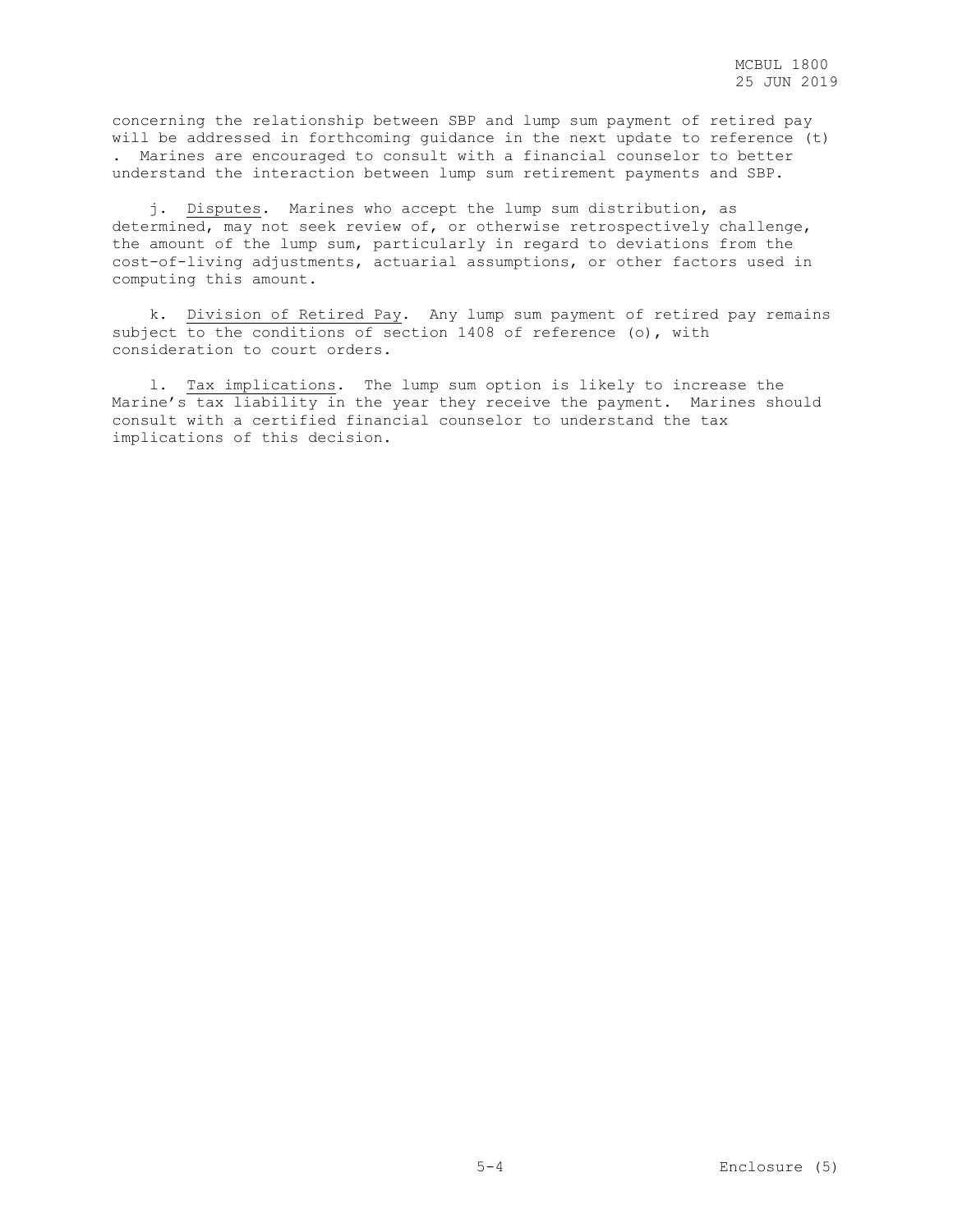concerning the relationship between SBP and lump sum payment of retired pay will be addressed in forthcoming guidance in the next update to reference (t). Marines are encouraged to consult with a financial counselor to better understand the interaction between lump sum retirement payments and SBP.

j. Disputes. Marines who accept the lump sum distribution, as determined, may not seek review of, or otherwise retrospectively challenge, the amount of the lump sum, particularly in regard to deviations from the cost-of-living adjustments, actuarial assumptions, or other factors used in computing this amount.

k. Division of Retired Pay. Any lump sum payment of retired pay remains subject to the conditions of section 1408 of reference (o), with consideration to court orders.

l. Tax implications. The lump sum option is likely to increase the Marine's tax liability in the year they receive the payment. Marines should consult with a certified financial counselor to understand the tax implications of this decision.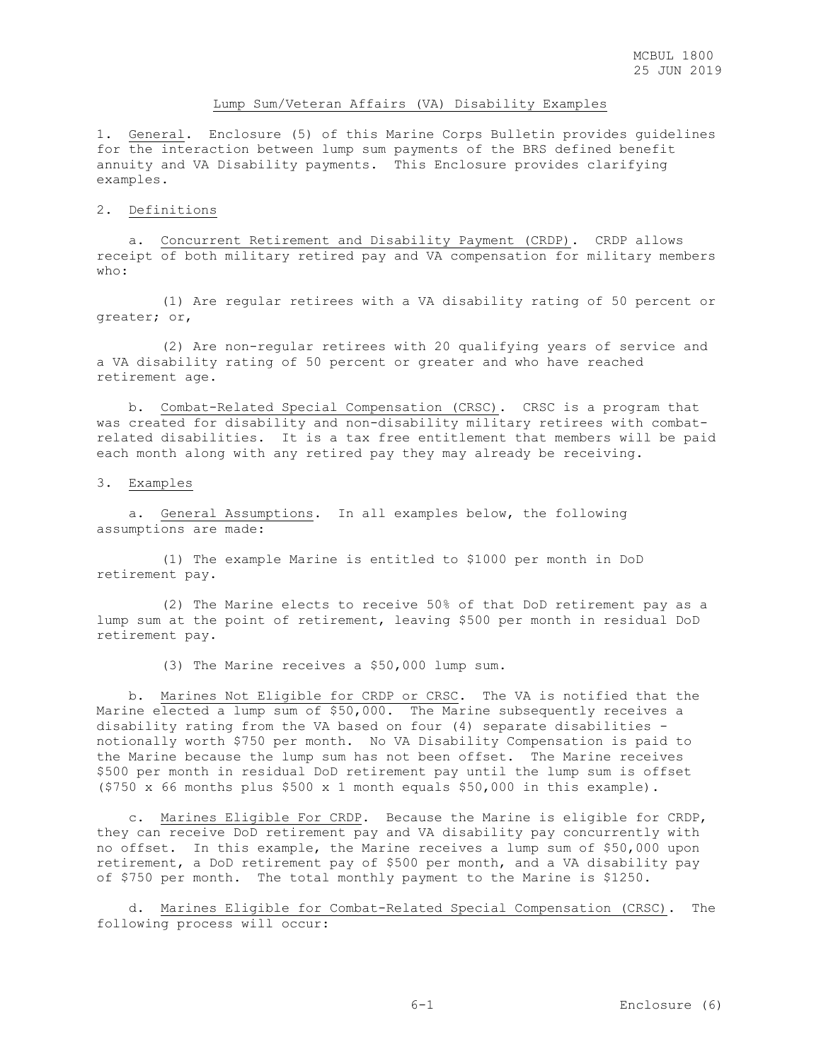## Lump Sum/Veteran Affairs (VA) Disability Examples

1. General. Enclosure (5) of this Marine Corps Bulletin provides guidelines for the interaction between lump sum payments of the BRS defined benefit annuity and VA Disability payments. This Enclosure provides clarifying examples.

2. Definitions

a. Concurrent Retirement and Disability Payment (CRDP). CRDP allows receipt of both military retired pay and VA compensation for military members who:

(1) Are regular retirees with a VA disability rating of 50 percent or greater; or,

(2) Are non-regular retirees with 20 qualifying years of service and a VA disability rating of 50 percent or greater and who have reached retirement age.

b. Combat-Related Special Compensation (CRSC). CRSC is a program that was created for disability and non-disability military retirees with combat-related disabilities. It is a tax free entitlement that members will be paid each month along with any retired pay they may already be receiving.

3. Examples

a. General Assumptions. In all examples below, the following assumptions are made:

(1) The example Marine is entitled to $1000 per month in DoD retirement pay.

(2) The Marine elects to receive 50% of that DoD retirement pay as a lump sum at the point of retirement, leaving $500 per month in residual DoD retirement pay.

(3) The Marine receives a $50,000 lump sum.

b. Marines Not Eligible for CRDP or CRSC. The VA is notified that the Marine elected a lump sum of $50,000. The Marine subsequently receives a disability rating from the VA based on four (4) separate disabilities - notionally worth $750 per month. No VA Disability Compensation is paid to the Marine because the lump sum has not been offset. The Marine receives $500 per month in residual DoD retirement pay until the lump sum is offset ($750 x 66 months plus $500 x 1 month equals $50,000 in this example).

c. Marines Eligible For CRDP. Because the Marine is eligible for CRDP, they can receive DoD retirement pay and VA disability pay concurrently with no offset. In this example, the Marine receives a lump sum of $50,000 upon retirement, a DoD retirement pay of $500 per month, and a VA disability pay of $750 per month. The total monthly payment to the Marine is $1250.

d. Marines Eligible for Combat-Related Special Compensation (CRSC). The following process will occur: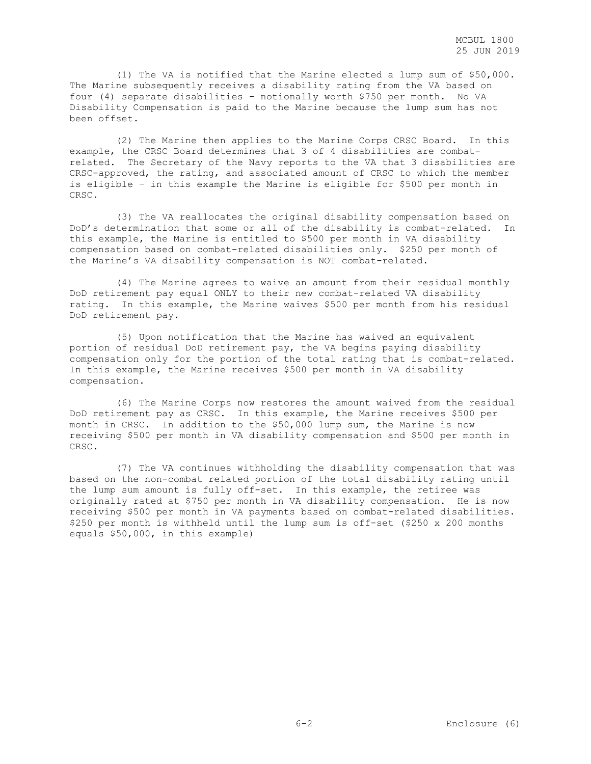(1) The VA is notified that the Marine elected a lump sum of $50,000. The Marine subsequently receives a disability rating from the VA based on four (4) separate disabilities - notionally worth $750 per month. No VA Disability Compensation is paid to the Marine because the lump sum has not been offset.

(2) The Marine then applies to the Marine Corps CRSC Board. In this example, the CRSC Board determines that 3 of 4 disabilities are combat-related. The Secretary of the Navy reports to the VA that 3 disabilities are CRSC-approved, the rating, and associated amount of CRSC to which the member is eligible – in this example the Marine is eligible for $500 per month in CRSC.

(3) The VA reallocates the original disability compensation based on DoD's determination that some or all of the disability is combat-related. In this example, the Marine is entitled to $500 per month in VA disability compensation based on combat-related disabilities only. $250 per month of the Marine's VA disability compensation is NOT combat-related.

(4) The Marine agrees to waive an amount from their residual monthly DoD retirement pay equal ONLY to their new combat-related VA disability rating. In this example, the Marine waives $500 per month from his residual DoD retirement pay.

(5) Upon notification that the Marine has waived an equivalent portion of residual DoD retirement pay, the VA begins paying disability compensation only for the portion of the total rating that is combat-related. In this example, the Marine receives $500 per month in VA disability compensation.

(6) The Marine Corps now restores the amount waived from the residual DoD retirement pay as CRSC. In this example, the Marine receives $500 per month in CRSC. In addition to the $50,000 lump sum, the Marine is now receiving $500 per month in VA disability compensation and $500 per month in CRSC.

(7) The VA continues withholding the disability compensation that was based on the non-combat related portion of the total disability rating until the lump sum amount is fully off-set. In this example, the retiree was originally rated at $750 per month in VA disability compensation. He is now receiving $500 per month in VA payments based on combat-related disabilities. $250 per month is withheld until the lump sum is off-set ($250 x 200 months equals $50,000, in this example)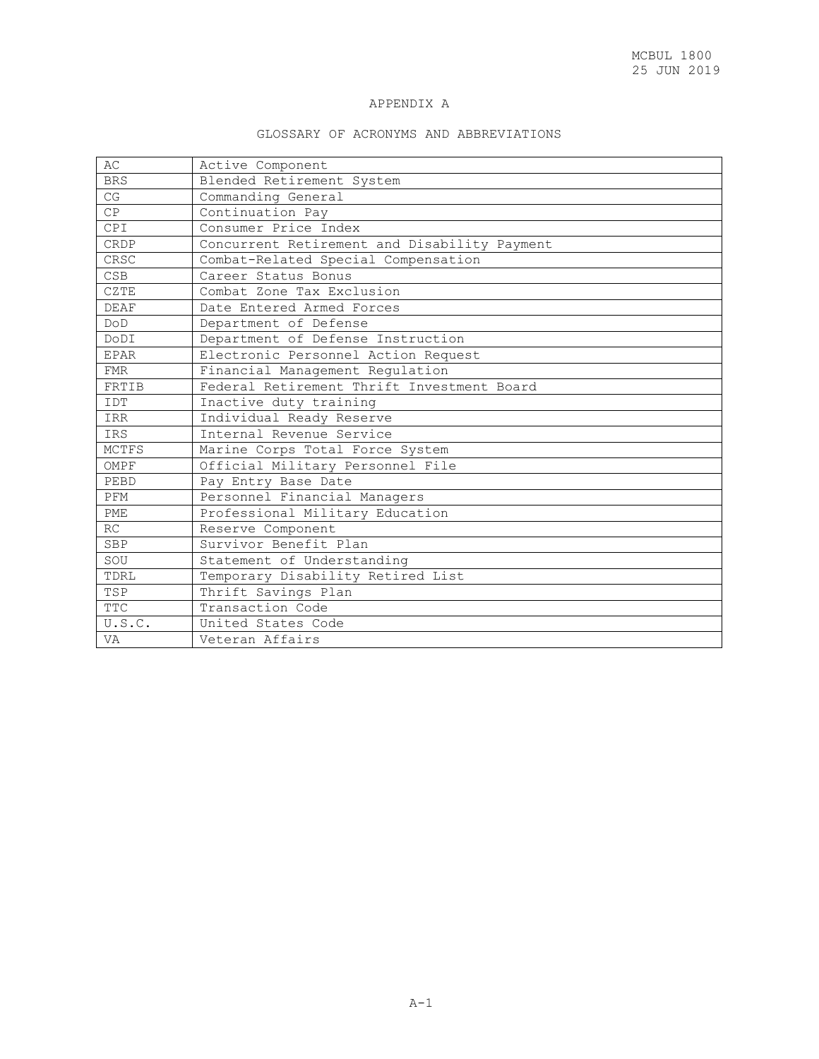# APPENDIX A

## GLOSSARY OF ACRONYMS AND ABBREVIATIONS

| | |
|---|---|
| AC | Active Component |
| BRS | Blended Retirement System |
| CG | Commanding General |
| CP | Continuation Pay |
| CPI | Consumer Price Index |
| CRDP | Concurrent Retirement and Disability Payment |
| CRSC | Combat-Related Special Compensation |
| CSB | Career Status Bonus |
| CZTE | Combat Zone Tax Exclusion |
| DEAF | Date Entered Armed Forces |
| DoD | Department of Defense |
| DoDI | Department of Defense Instruction |
| EPAR | Electronic Personnel Action Request |
| FMR | Financial Management Regulation |
| FRTIB | Federal Retirement Thrift Investment Board |
| IDT | Inactive duty training |
| IRR | Individual Ready Reserve |
| IRS | Internal Revenue Service |
| MCTFS | Marine Corps Total Force System |
| OMPF | Official Military Personnel File |
| PEBD | Pay Entry Base Date |
| PFM | Personnel Financial Managers |
| PME | Professional Military Education |
| RC | Reserve Component |
| SBP | Survivor Benefit Plan |
| SOU | Statement of Understanding |
| TDRL | Temporary Disability Retired List |
| TSP | Thrift Savings Plan |
| TTC | Transaction Code |
| U.S.C. | United States Code |
| VA | Veteran Affairs |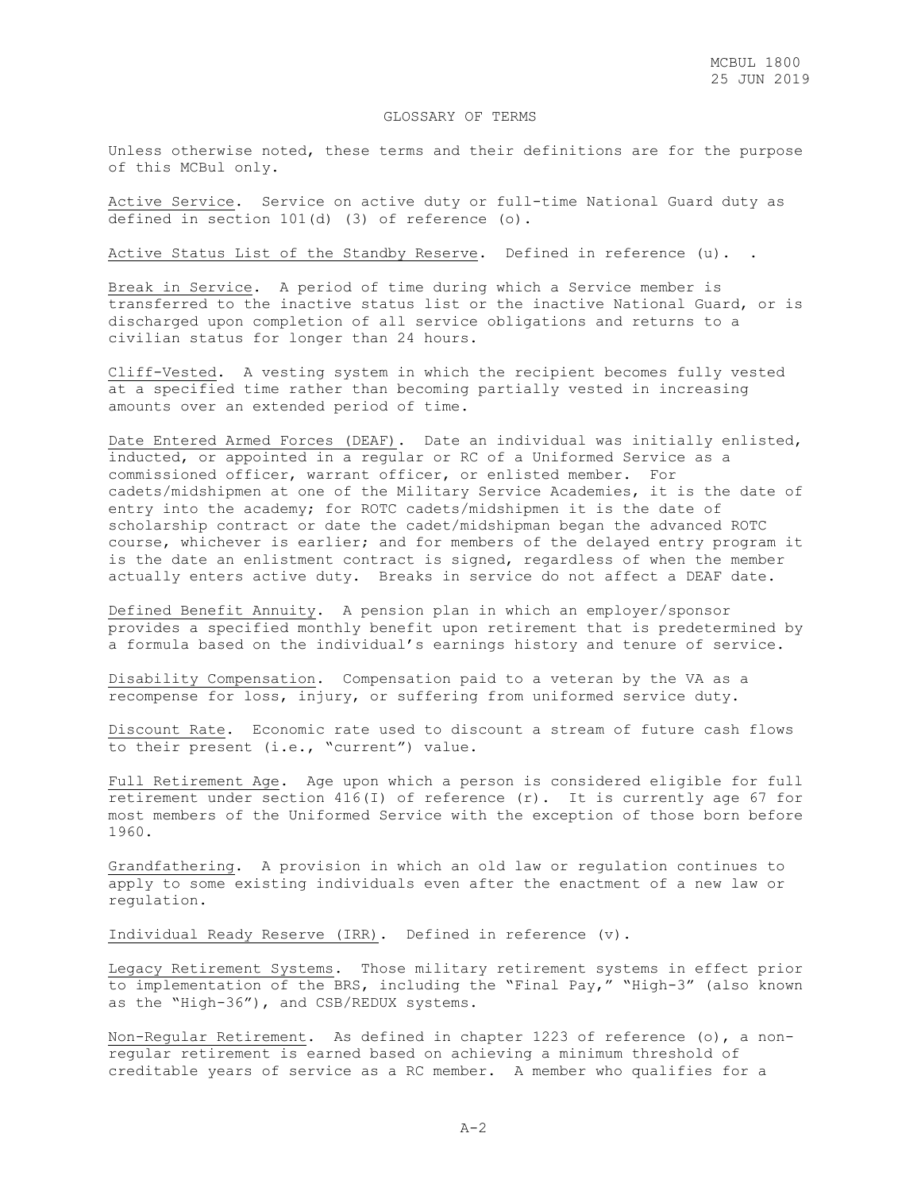## GLOSSARY OF TERMS

Unless otherwise noted, these terms and their definitions are for the purpose of this MCBul only.

Active Service. Service on active duty or full-time National Guard duty as defined in section 101(d) (3) of reference (o).

Active Status List of the Standby Reserve. Defined in reference (u). .

Break in Service. A period of time during which a Service member is transferred to the inactive status list or the inactive National Guard, or is discharged upon completion of all service obligations and returns to a civilian status for longer than 24 hours.

Cliff-Vested. A vesting system in which the recipient becomes fully vested at a specified time rather than becoming partially vested in increasing amounts over an extended period of time.

Date Entered Armed Forces (DEAF). Date an individual was initially enlisted, inducted, or appointed in a regular or RC of a Uniformed Service as a commissioned officer, warrant officer, or enlisted member. For cadets/midshipmen at one of the Military Service Academies, it is the date of entry into the academy; for ROTC cadets/midshipmen it is the date of scholarship contract or date the cadet/midshipman began the advanced ROTC course, whichever is earlier; and for members of the delayed entry program it is the date an enlistment contract is signed, regardless of when the member actually enters active duty. Breaks in service do not affect a DEAF date.

Defined Benefit Annuity. A pension plan in which an employer/sponsor provides a specified monthly benefit upon retirement that is predetermined by a formula based on the individual's earnings history and tenure of service.

Disability Compensation. Compensation paid to a veteran by the VA as a recompense for loss, injury, or suffering from uniformed service duty.

Discount Rate. Economic rate used to discount a stream of future cash flows to their present (i.e., "current") value.

Full Retirement Age. Age upon which a person is considered eligible for full retirement under section 416(I) of reference (r). It is currently age 67 for most members of the Uniformed Service with the exception of those born before 1960.

Grandfathering. A provision in which an old law or regulation continues to apply to some existing individuals even after the enactment of a new law or regulation.

Individual Ready Reserve (IRR). Defined in reference (v).

Legacy Retirement Systems. Those military retirement systems in effect prior to implementation of the BRS, including the "Final Pay," "High-3" (also known as the "High-36"), and CSB/REDUX systems.

Non-Regular Retirement. As defined in chapter 1223 of reference (o), a non-regular retirement is earned based on achieving a minimum threshold of creditable years of service as a RC member. A member who qualifies for a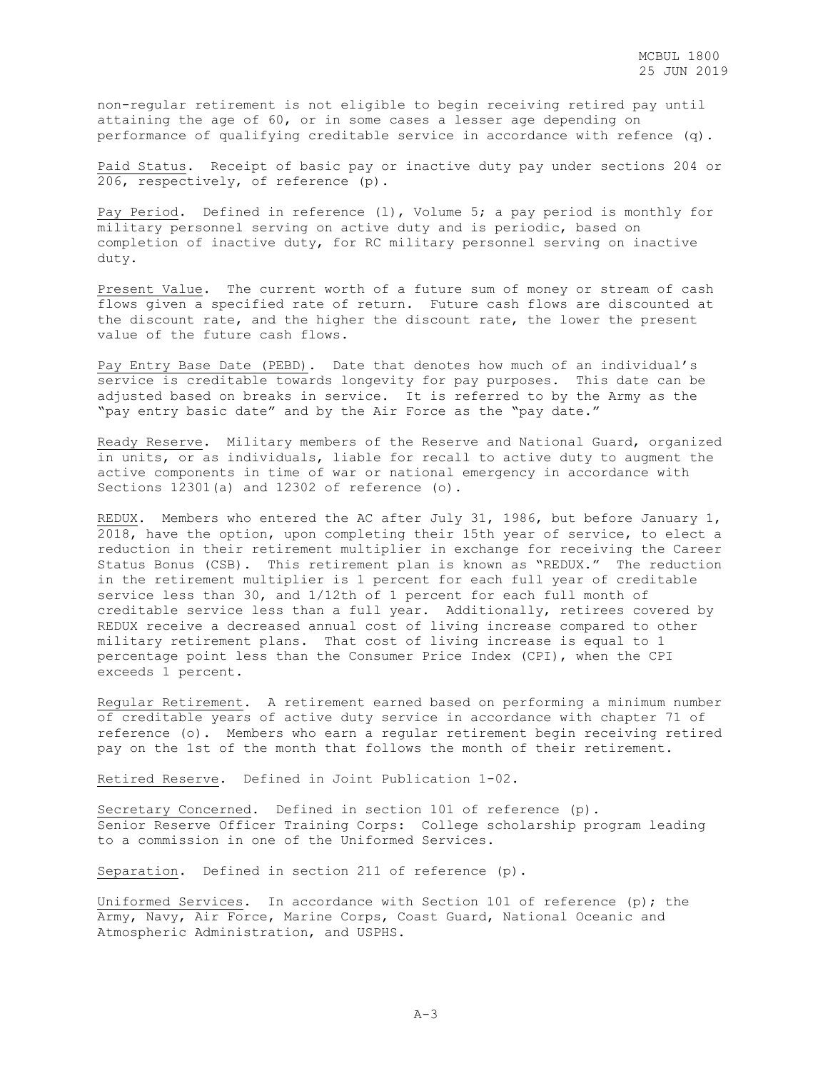non-regular retirement is not eligible to begin receiving retired pay until attaining the age of 60, or in some cases a lesser age depending on performance of qualifying creditable service in accordance with refence (q).

Paid Status. Receipt of basic pay or inactive duty pay under sections 204 or 206, respectively, of reference (p).

Pay Period. Defined in reference (l), Volume 5; a pay period is monthly for military personnel serving on active duty and is periodic, based on completion of inactive duty, for RC military personnel serving on inactive duty.

Present Value. The current worth of a future sum of money or stream of cash flows given a specified rate of return. Future cash flows are discounted at the discount rate, and the higher the discount rate, the lower the present value of the future cash flows.

Pay Entry Base Date (PEBD). Date that denotes how much of an individual's service is creditable towards longevity for pay purposes. This date can be adjusted based on breaks in service. It is referred to by the Army as the "pay entry basic date" and by the Air Force as the "pay date."

Ready Reserve. Military members of the Reserve and National Guard, organized in units, or as individuals, liable for recall to active duty to augment the active components in time of war or national emergency in accordance with Sections 12301(a) and 12302 of reference (o).

REDUX. Members who entered the AC after July 31, 1986, but before January 1, 2018, have the option, upon completing their 15th year of service, to elect a reduction in their retirement multiplier in exchange for receiving the Career Status Bonus (CSB). This retirement plan is known as "REDUX." The reduction in the retirement multiplier is 1 percent for each full year of creditable service less than 30, and 1/12th of 1 percent for each full month of creditable service less than a full year. Additionally, retirees covered by REDUX receive a decreased annual cost of living increase compared to other military retirement plans. That cost of living increase is equal to 1 percentage point less than the Consumer Price Index (CPI), when the CPI exceeds 1 percent.

Regular Retirement. A retirement earned based on performing a minimum number of creditable years of active duty service in accordance with chapter 71 of reference (o). Members who earn a regular retirement begin receiving retired pay on the 1st of the month that follows the month of their retirement.

Retired Reserve. Defined in Joint Publication 1-02.

Secretary Concerned. Defined in section 101 of reference (p).
Senior Reserve Officer Training Corps: College scholarship program leading to a commission in one of the Uniformed Services.

Separation. Defined in section 211 of reference (p).

Uniformed Services. In accordance with Section 101 of reference (p); the Army, Navy, Air Force, Marine Corps, Coast Guard, National Oceanic and Atmospheric Administration, and USPHS.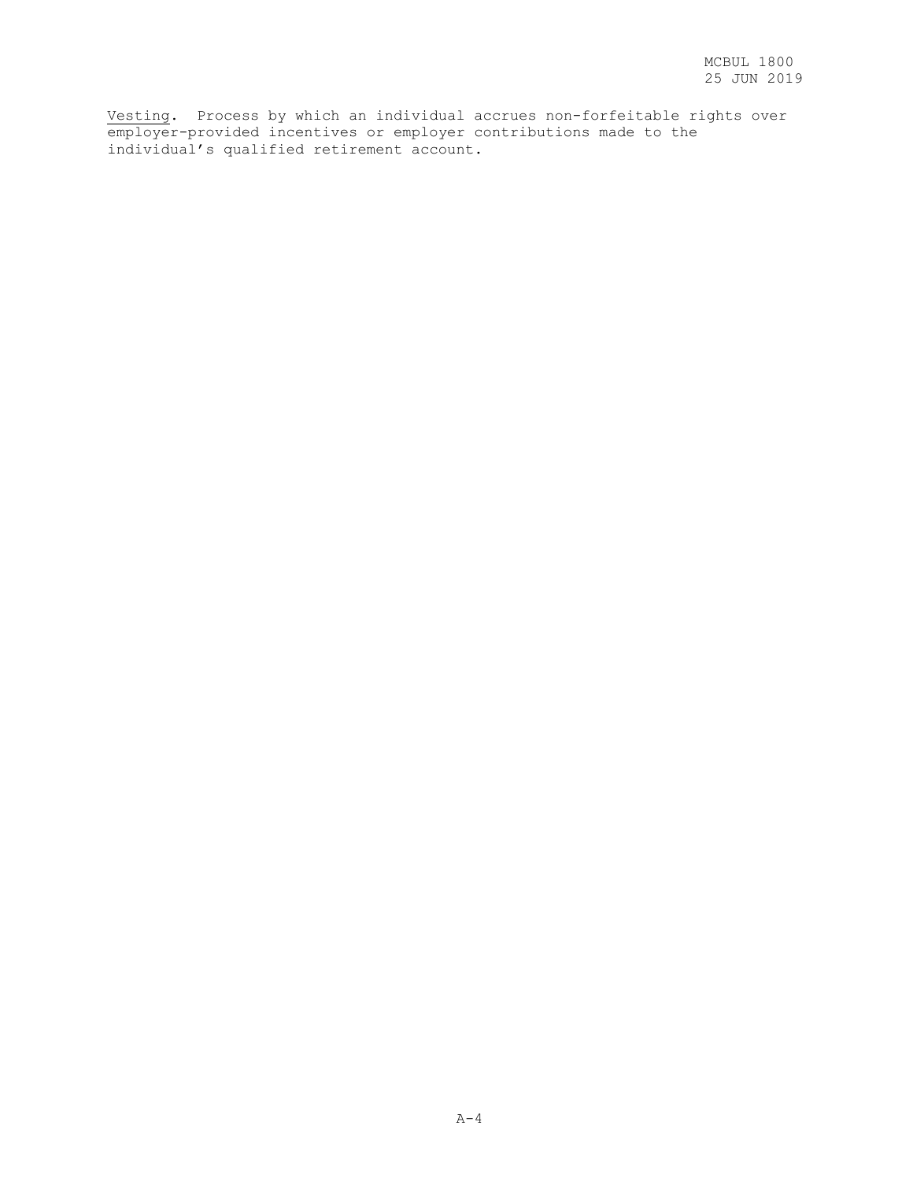<u>Vesting</u>. Process by which an individual accrues non-forfeitable rights over employer-provided incentives or employer contributions made to the individual's qualified retirement account.